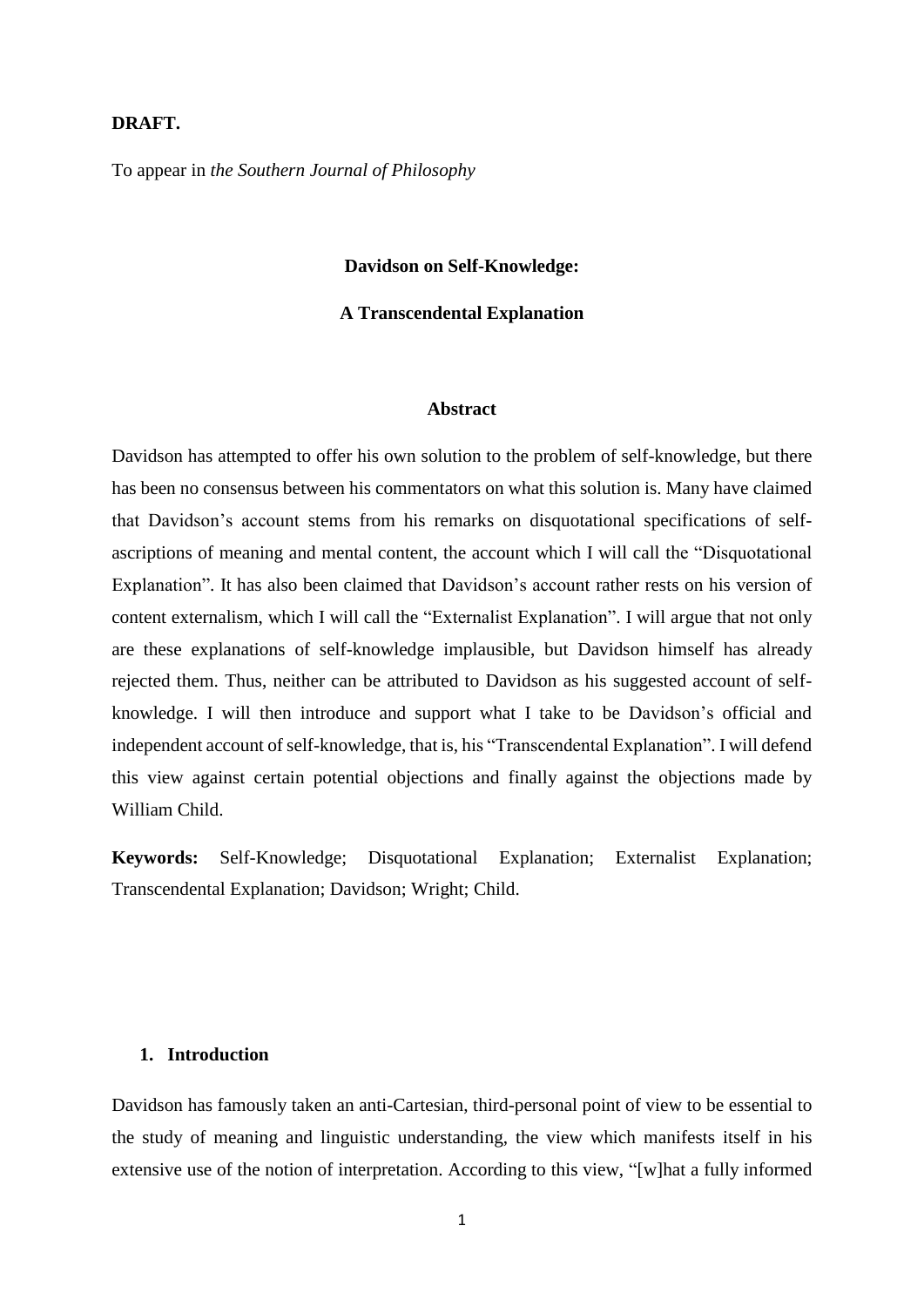**DRAFT.**

To appear in *the Southern Journal of Philosophy*

# Davidson on Self-Knowledge:

# A Transcendental Explanation

## Abstract

Davidson has attempted to offer his own solution to the problem of self-knowledge, but there has been no consensus between his commentators on what this solution is. Many have claimed that Davidson's account stems from his remarks on disquotational specifications of self-ascriptions of meaning and mental content, the account which I will call the "Disquotational Explanation". It has also been claimed that Davidson's account rather rests on his version of content externalism, which I will call the "Externalist Explanation". I will argue that not only are these explanations of self-knowledge implausible, but Davidson himself has already rejected them. Thus, neither can be attributed to Davidson as his suggested account of self-knowledge. I will then introduce and support what I take to be Davidson's official and independent account of self-knowledge, that is, his "Transcendental Explanation". I will defend this view against certain potential objections and finally against the objections made by William Child.

**Keywords:** Self-Knowledge; Disquotational Explanation; Externalist Explanation; Transcendental Explanation; Davidson; Wright; Child.

## 1. Introduction

Davidson has famously taken an anti-Cartesian, third-personal point of view to be essential to the study of meaning and linguistic understanding, the view which manifests itself in his extensive use of the notion of interpretation. According to this view, "[w]hat a fully informed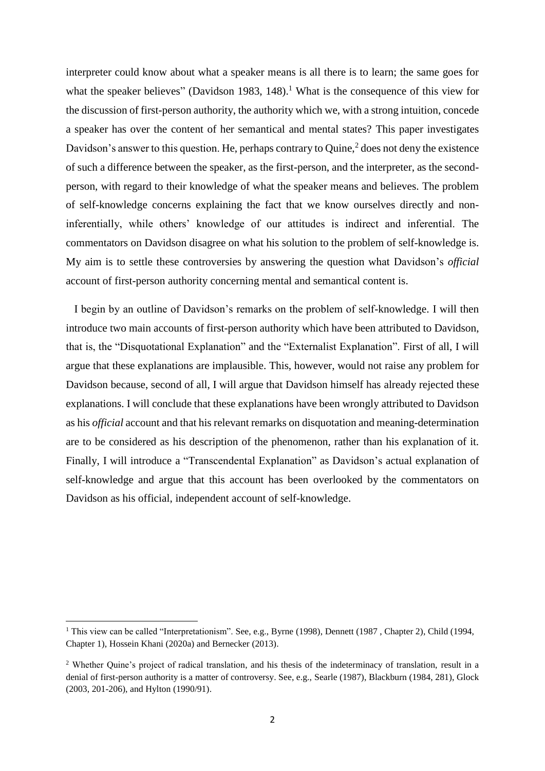interpreter could know about what a speaker means is all there is to learn; the same goes for what the speaker believes" (Davidson 1983, 148).[1] What is the consequence of this view for the discussion of first-person authority, the authority which we, with a strong intuition, concede a speaker has over the content of her semantical and mental states? This paper investigates Davidson's answer to this question. He, perhaps contrary to Quine,[2] does not deny the existence of such a difference between the speaker, as the first-person, and the interpreter, as the second-person, with regard to their knowledge of what the speaker means and believes. The problem of self-knowledge concerns explaining the fact that we know ourselves directly and non-inferentially, while others' knowledge of our attitudes is indirect and inferential. The commentators on Davidson disagree on what his solution to the problem of self-knowledge is. My aim is to settle these controversies by answering the question what Davidson's *official* account of first-person authority concerning mental and semantical content is.

I begin by an outline of Davidson's remarks on the problem of self-knowledge. I will then introduce two main accounts of first-person authority which have been attributed to Davidson, that is, the "Disquotational Explanation" and the "Externalist Explanation". First of all, I will argue that these explanations are implausible. This, however, would not raise any problem for Davidson because, second of all, I will argue that Davidson himself has already rejected these explanations. I will conclude that these explanations have been wrongly attributed to Davidson as his *official* account and that his relevant remarks on disquotation and meaning-determination are to be considered as his description of the phenomenon, rather than his explanation of it. Finally, I will introduce a "Transcendental Explanation" as Davidson's actual explanation of self-knowledge and argue that this account has been overlooked by the commentators on Davidson as his official, independent account of self-knowledge.

---

[1] This view can be called "Interpretationism". See, e.g., Byrne (1998), Dennett (1987 , Chapter 2), Child (1994, Chapter 1), Hossein Khani (2020a) and Bernecker (2013).

[2] Whether Quine's project of radical translation, and his thesis of the indeterminacy of translation, result in a denial of first-person authority is a matter of controversy. See, e.g., Searle (1987), Blackburn (1984, 281), Glock (2003, 201-206), and Hylton (1990/91).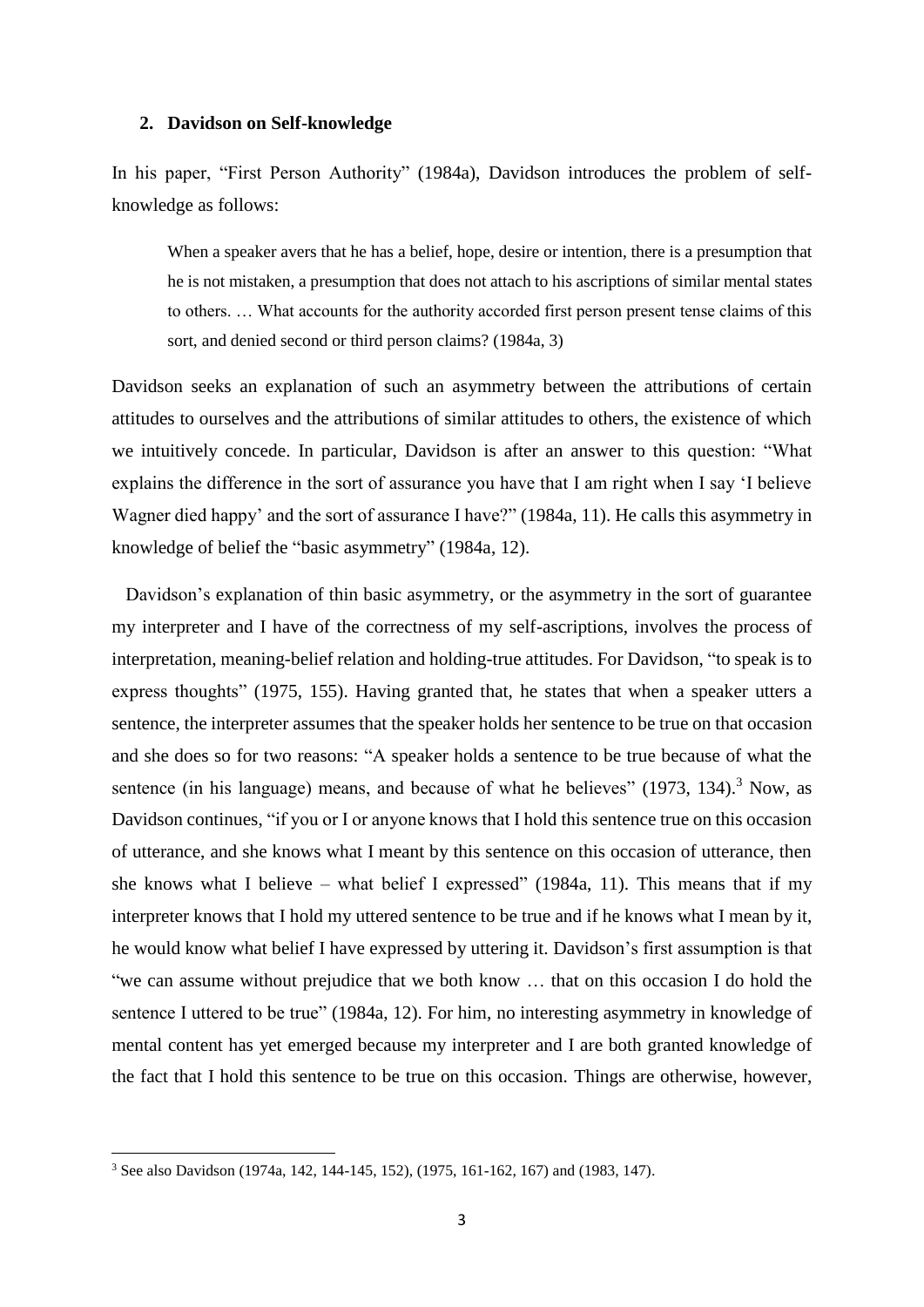## 2. Davidson on Self-knowledge

In his paper, "First Person Authority" (1984a), Davidson introduces the problem of self-knowledge as follows:

> When a speaker avers that he has a belief, hope, desire or intention, there is a presumption that he is not mistaken, a presumption that does not attach to his ascriptions of similar mental states to others. … What accounts for the authority accorded first person present tense claims of this sort, and denied second or third person claims? (1984a, 3)

Davidson seeks an explanation of such an asymmetry between the attributions of certain attitudes to ourselves and the attributions of similar attitudes to others, the existence of which we intuitively concede. In particular, Davidson is after an answer to this question: "What explains the difference in the sort of assurance you have that I am right when I say 'I believe Wagner died happy' and the sort of assurance I have?" (1984a, 11). He calls this asymmetry in knowledge of belief the "basic asymmetry" (1984a, 12).

Davidson's explanation of thin basic asymmetry, or the asymmetry in the sort of guarantee my interpreter and I have of the correctness of my self-ascriptions, involves the process of interpretation, meaning-belief relation and holding-true attitudes. For Davidson, "to speak is to express thoughts" (1975, 155). Having granted that, he states that when a speaker utters a sentence, the interpreter assumes that the speaker holds her sentence to be true on that occasion and she does so for two reasons: "A speaker holds a sentence to be true because of what the sentence (in his language) means, and because of what he believes" (1973, 134).[3] Now, as Davidson continues, "if you or I or anyone knows that I hold this sentence true on this occasion of utterance, and she knows what I meant by this sentence on this occasion of utterance, then she knows what I believe – what belief I expressed" (1984a, 11). This means that if my interpreter knows that I hold my uttered sentence to be true and if he knows what I mean by it, he would know what belief I have expressed by uttering it. Davidson's first assumption is that "we can assume without prejudice that we both know … that on this occasion I do hold the sentence I uttered to be true" (1984a, 12). For him, no interesting asymmetry in knowledge of mental content has yet emerged because my interpreter and I are both granted knowledge of the fact that I hold this sentence to be true on this occasion. Things are otherwise, however,

[3] See also Davidson (1974a, 142, 144-145, 152), (1975, 161-162, 167) and (1983, 147).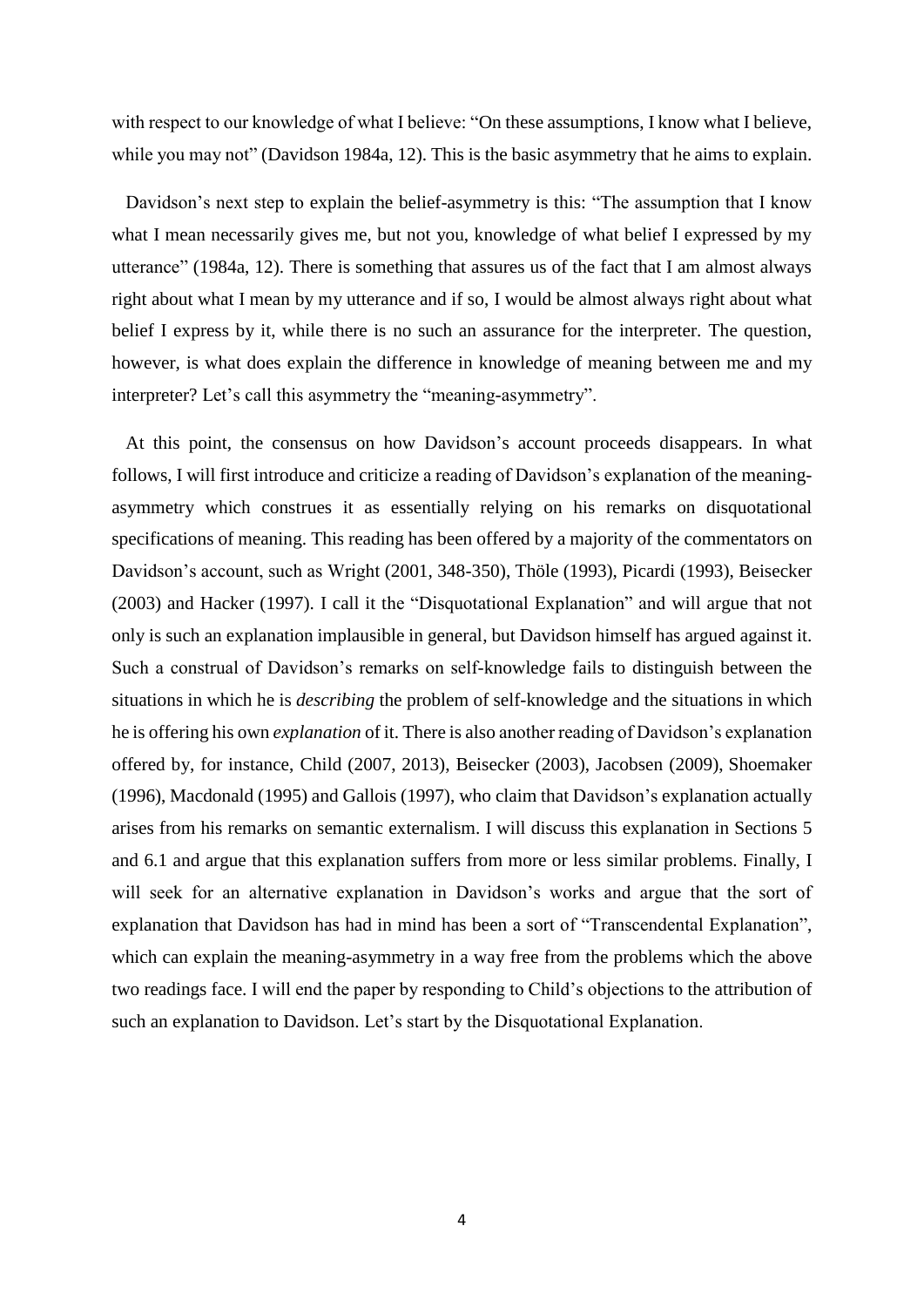with respect to our knowledge of what I believe: "On these assumptions, I know what I believe, while you may not" (Davidson 1984a, 12). This is the basic asymmetry that he aims to explain.

Davidson's next step to explain the belief-asymmetry is this: "The assumption that I know what I mean necessarily gives me, but not you, knowledge of what belief I expressed by my utterance" (1984a, 12). There is something that assures us of the fact that I am almost always right about what I mean by my utterance and if so, I would be almost always right about what belief I express by it, while there is no such an assurance for the interpreter. The question, however, is what does explain the difference in knowledge of meaning between me and my interpreter? Let's call this asymmetry the "meaning-asymmetry".

At this point, the consensus on how Davidson's account proceeds disappears. In what follows, I will first introduce and criticize a reading of Davidson's explanation of the meaning-asymmetry which construes it as essentially relying on his remarks on disquotational specifications of meaning. This reading has been offered by a majority of the commentators on Davidson's account, such as Wright (2001, 348-350), Thöle (1993), Picardi (1993), Beisecker (2003) and Hacker (1997). I call it the "Disquotational Explanation" and will argue that not only is such an explanation implausible in general, but Davidson himself has argued against it. Such a construal of Davidson's remarks on self-knowledge fails to distinguish between the situations in which he is *describing* the problem of self-knowledge and the situations in which he is offering his own *explanation* of it. There is also another reading of Davidson's explanation offered by, for instance, Child (2007, 2013), Beisecker (2003), Jacobsen (2009), Shoemaker (1996), Macdonald (1995) and Gallois (1997), who claim that Davidson's explanation actually arises from his remarks on semantic externalism. I will discuss this explanation in Sections 5 and 6.1 and argue that this explanation suffers from more or less similar problems. Finally, I will seek for an alternative explanation in Davidson's works and argue that the sort of explanation that Davidson has had in mind has been a sort of "Transcendental Explanation", which can explain the meaning-asymmetry in a way free from the problems which the above two readings face. I will end the paper by responding to Child's objections to the attribution of such an explanation to Davidson. Let's start by the Disquotational Explanation.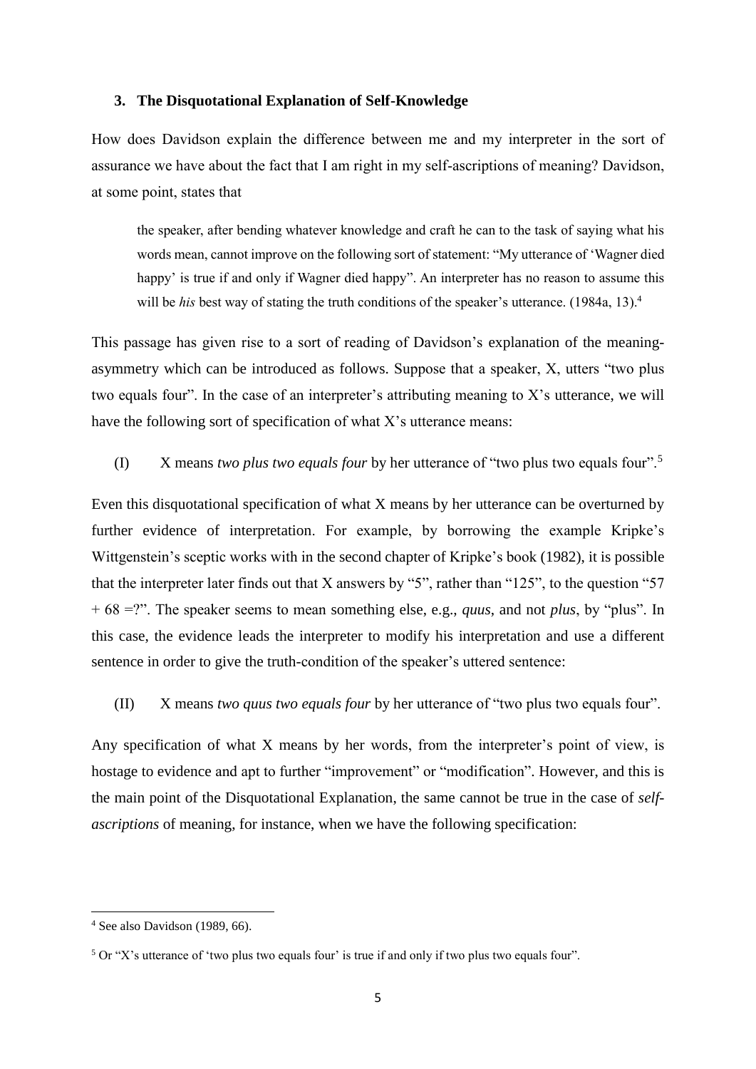### 3. The Disquotational Explanation of Self-Knowledge

How does Davidson explain the difference between me and my interpreter in the sort of assurance we have about the fact that I am right in my self-ascriptions of meaning? Davidson, at some point, states that

> the speaker, after bending whatever knowledge and craft he can to the task of saying what his words mean, cannot improve on the following sort of statement: "My utterance of 'Wagner died happy' is true if and only if Wagner died happy". An interpreter has no reason to assume this will be *his* best way of stating the truth conditions of the speaker's utterance. (1984a, 13).[4]

This passage has given rise to a sort of reading of Davidson's explanation of the meaning-asymmetry which can be introduced as follows. Suppose that a speaker, X, utters "two plus two equals four". In the case of an interpreter's attributing meaning to X's utterance, we will have the following sort of specification of what X's utterance means:

(I) X means *two plus two equals four* by her utterance of "two plus two equals four".[5]

Even this disquotational specification of what X means by her utterance can be overturned by further evidence of interpretation. For example, by borrowing the example Kripke's Wittgenstein's sceptic works with in the second chapter of Kripke's book (1982), it is possible that the interpreter later finds out that X answers by "5", rather than "125", to the question "57 + 68 =?". The speaker seems to mean something else, e.g., *quus*, and not *plus*, by "plus". In this case, the evidence leads the interpreter to modify his interpretation and use a different sentence in order to give the truth-condition of the speaker's uttered sentence:

(II) X means *two quus two equals four* by her utterance of "two plus two equals four".

Any specification of what X means by her words, from the interpreter's point of view, is hostage to evidence and apt to further "improvement" or "modification". However, and this is the main point of the Disquotational Explanation, the same cannot be true in the case of *self-ascriptions* of meaning, for instance, when we have the following specification:

---

[4] See also Davidson (1989, 66).

[5] Or "X's utterance of 'two plus two equals four' is true if and only if two plus two equals four".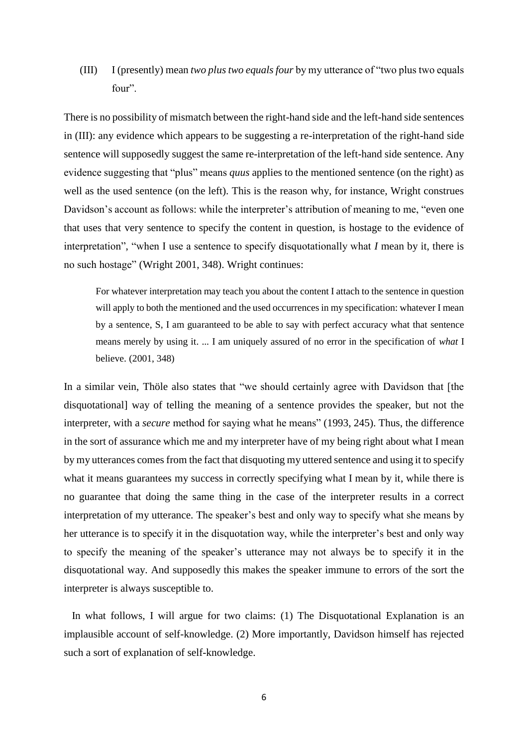(III) I (presently) mean *two plus two equals four* by my utterance of "two plus two equals four".

There is no possibility of mismatch between the right-hand side and the left-hand side sentences in (III): any evidence which appears to be suggesting a re-interpretation of the right-hand side sentence will supposedly suggest the same re-interpretation of the left-hand side sentence. Any evidence suggesting that "plus" means *quus* applies to the mentioned sentence (on the right) as well as the used sentence (on the left). This is the reason why, for instance, Wright construes Davidson's account as follows: while the interpreter's attribution of meaning to me, "even one that uses that very sentence to specify the content in question, is hostage to the evidence of interpretation", "when I use a sentence to specify disquotationally what *I* mean by it, there is no such hostage" (Wright 2001, 348). Wright continues:

> For whatever interpretation may teach you about the content I attach to the sentence in question will apply to both the mentioned and the used occurrences in my specification: whatever I mean by a sentence, S, I am guaranteed to be able to say with perfect accuracy what that sentence means merely by using it. ... I am uniquely assured of no error in the specification of *what* I believe. (2001, 348)

In a similar vein, Thöle also states that "we should certainly agree with Davidson that [the disquotational] way of telling the meaning of a sentence provides the speaker, but not the interpreter, with a *secure* method for saying what he means" (1993, 245). Thus, the difference in the sort of assurance which me and my interpreter have of my being right about what I mean by my utterances comes from the fact that disquoting my uttered sentence and using it to specify what it means guarantees my success in correctly specifying what I mean by it, while there is no guarantee that doing the same thing in the case of the interpreter results in a correct interpretation of my utterance. The speaker's best and only way to specify what she means by her utterance is to specify it in the disquotation way, while the interpreter's best and only way to specify the meaning of the speaker's utterance may not always be to specify it in the disquotational way. And supposedly this makes the speaker immune to errors of the sort the interpreter is always susceptible to.

In what follows, I will argue for two claims: (1) The Disquotational Explanation is an implausible account of self-knowledge. (2) More importantly, Davidson himself has rejected such a sort of explanation of self-knowledge.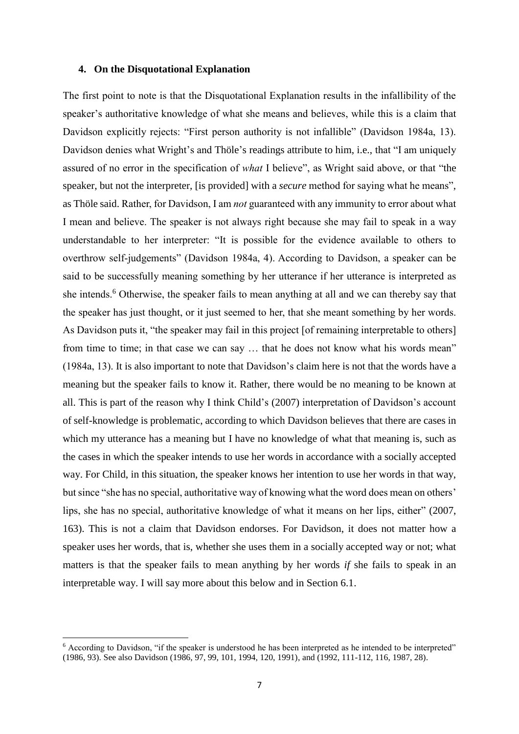### 4. On the Disquotational Explanation

The first point to note is that the Disquotational Explanation results in the infallibility of the speaker's authoritative knowledge of what she means and believes, while this is a claim that Davidson explicitly rejects: "First person authority is not infallible" (Davidson 1984a, 13). Davidson denies what Wright's and Thöle's readings attribute to him, i.e., that "I am uniquely assured of no error in the specification of *what* I believe", as Wright said above, or that "the speaker, but not the interpreter, [is provided] with a *secure* method for saying what he means", as Thöle said. Rather, for Davidson, I am *not* guaranteed with any immunity to error about what I mean and believe. The speaker is not always right because she may fail to speak in a way understandable to her interpreter: "It is possible for the evidence available to others to overthrow self-judgements" (Davidson 1984a, 4). According to Davidson, a speaker can be said to be successfully meaning something by her utterance if her utterance is interpreted as she intends.[6] Otherwise, the speaker fails to mean anything at all and we can thereby say that the speaker has just thought, or it just seemed to her, that she meant something by her words. As Davidson puts it, "the speaker may fail in this project [of remaining interpretable to others] from time to time; in that case we can say … that he does not know what his words mean" (1984a, 13). It is also important to note that Davidson's claim here is not that the words have a meaning but the speaker fails to know it. Rather, there would be no meaning to be known at all. This is part of the reason why I think Child's (2007) interpretation of Davidson's account of self-knowledge is problematic, according to which Davidson believes that there are cases in which my utterance has a meaning but I have no knowledge of what that meaning is, such as the cases in which the speaker intends to use her words in accordance with a socially accepted way. For Child, in this situation, the speaker knows her intention to use her words in that way, but since "she has no special, authoritative way of knowing what the word does mean on others' lips, she has no special, authoritative knowledge of what it means on her lips, either" (2007, 163). This is not a claim that Davidson endorses. For Davidson, it does not matter how a speaker uses her words, that is, whether she uses them in a socially accepted way or not; what matters is that the speaker fails to mean anything by her words *if* she fails to speak in an interpretable way. I will say more about this below and in Section 6.1.

[6] According to Davidson, "if the speaker is understood he has been interpreted as he intended to be interpreted" (1986, 93). See also Davidson (1986, 97, 99, 101, 1994, 120, 1991), and (1992, 111-112, 116, 1987, 28).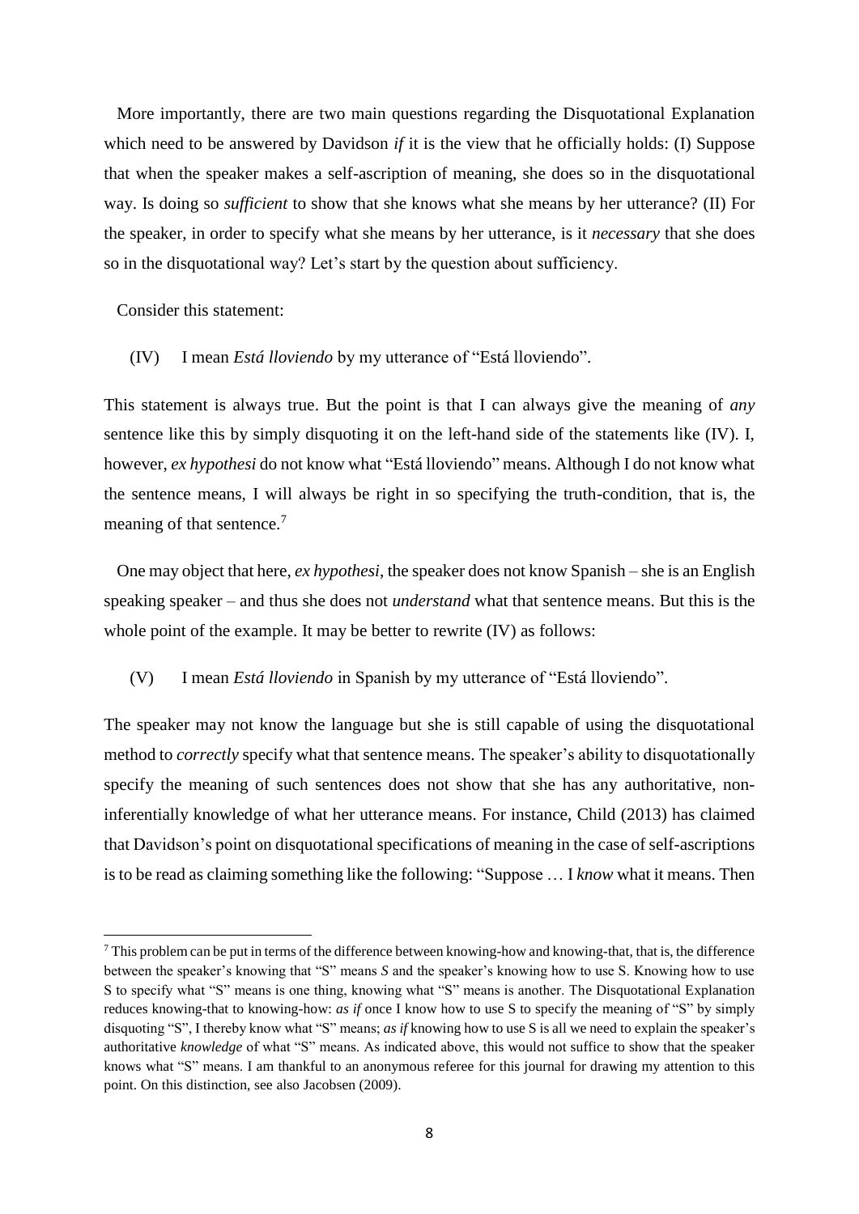More importantly, there are two main questions regarding the Disquotational Explanation which need to be answered by Davidson *if* it is the view that he officially holds: (I) Suppose that when the speaker makes a self-ascription of meaning, she does so in the disquotational way. Is doing so *sufficient* to show that she knows what she means by her utterance? (II) For the speaker, in order to specify what she means by her utterance, is it *necessary* that she does so in the disquotational way? Let's start by the question about sufficiency.

Consider this statement:

(IV) I mean *Está lloviendo* by my utterance of "Está lloviendo".

This statement is always true. But the point is that I can always give the meaning of *any* sentence like this by simply disquoting it on the left-hand side of the statements like (IV). I, however, *ex hypothesi* do not know what "Está lloviendo" means. Although I do not know what the sentence means, I will always be right in so specifying the truth-condition, that is, the meaning of that sentence.[7]

One may object that here, *ex hypothesi*, the speaker does not know Spanish – she is an English speaking speaker – and thus she does not *understand* what that sentence means. But this is the whole point of the example. It may be better to rewrite (IV) as follows:

(V) I mean *Está lloviendo* in Spanish by my utterance of "Está lloviendo".

The speaker may not know the language but she is still capable of using the disquotational method to *correctly* specify what that sentence means. The speaker's ability to disquotationally specify the meaning of such sentences does not show that she has any authoritative, non-inferentially knowledge of what her utterance means. For instance, Child (2013) has claimed that Davidson's point on disquotational specifications of meaning in the case of self-ascriptions is to be read as claiming something like the following: "Suppose … I *know* what it means. Then

[7] This problem can be put in terms of the difference between knowing-how and knowing-that, that is, the difference between the speaker's knowing that "S" means *S* and the speaker's knowing how to use S. Knowing how to use S to specify what "S" means is one thing, knowing what "S" means is another. The Disquotational Explanation reduces knowing-that to knowing-how: *as if* once I know how to use S to specify the meaning of "S" by simply disquoting "S", I thereby know what "S" means; *as if* knowing how to use S is all we need to explain the speaker's authoritative *knowledge* of what "S" means. As indicated above, this would not suffice to show that the speaker knows what "S" means. I am thankful to an anonymous referee for this journal for drawing my attention to this point. On this distinction, see also Jacobsen (2009).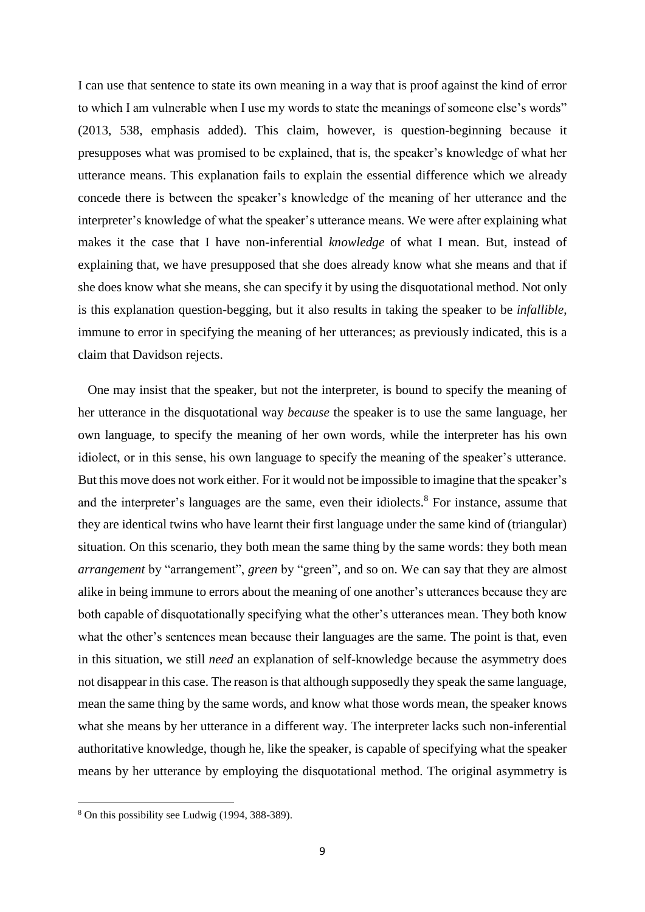I can use that sentence to state its own meaning in a way that is proof against the kind of error to which I am vulnerable when I use my words to state the meanings of someone else's words" (2013, 538, emphasis added). This claim, however, is question-beginning because it presupposes what was promised to be explained, that is, the speaker's knowledge of what her utterance means. This explanation fails to explain the essential difference which we already concede there is between the speaker's knowledge of the meaning of her utterance and the interpreter's knowledge of what the speaker's utterance means. We were after explaining what makes it the case that I have non-inferential *knowledge* of what I mean. But, instead of explaining that, we have presupposed that she does already know what she means and that if she does know what she means, she can specify it by using the disquotational method. Not only is this explanation question-begging, but it also results in taking the speaker to be *infallible*, immune to error in specifying the meaning of her utterances; as previously indicated, this is a claim that Davidson rejects.

One may insist that the speaker, but not the interpreter, is bound to specify the meaning of her utterance in the disquotational way *because* the speaker is to use the same language, her own language, to specify the meaning of her own words, while the interpreter has his own idiolect, or in this sense, his own language to specify the meaning of the speaker's utterance. But this move does not work either. For it would not be impossible to imagine that the speaker's and the interpreter's languages are the same, even their idiolects.[8] For instance, assume that they are identical twins who have learnt their first language under the same kind of (triangular) situation. On this scenario, they both mean the same thing by the same words: they both mean *arrangement* by "arrangement", *green* by "green", and so on. We can say that they are almost alike in being immune to errors about the meaning of one another's utterances because they are both capable of disquotationally specifying what the other's utterances mean. They both know what the other's sentences mean because their languages are the same. The point is that, even in this situation, we still *need* an explanation of self-knowledge because the asymmetry does not disappear in this case. The reason is that although supposedly they speak the same language, mean the same thing by the same words, and know what those words mean, the speaker knows what she means by her utterance in a different way. The interpreter lacks such non-inferential authoritative knowledge, though he, like the speaker, is capable of specifying what the speaker means by her utterance by employing the disquotational method. The original asymmetry is

[8] On this possibility see Ludwig (1994, 388-389).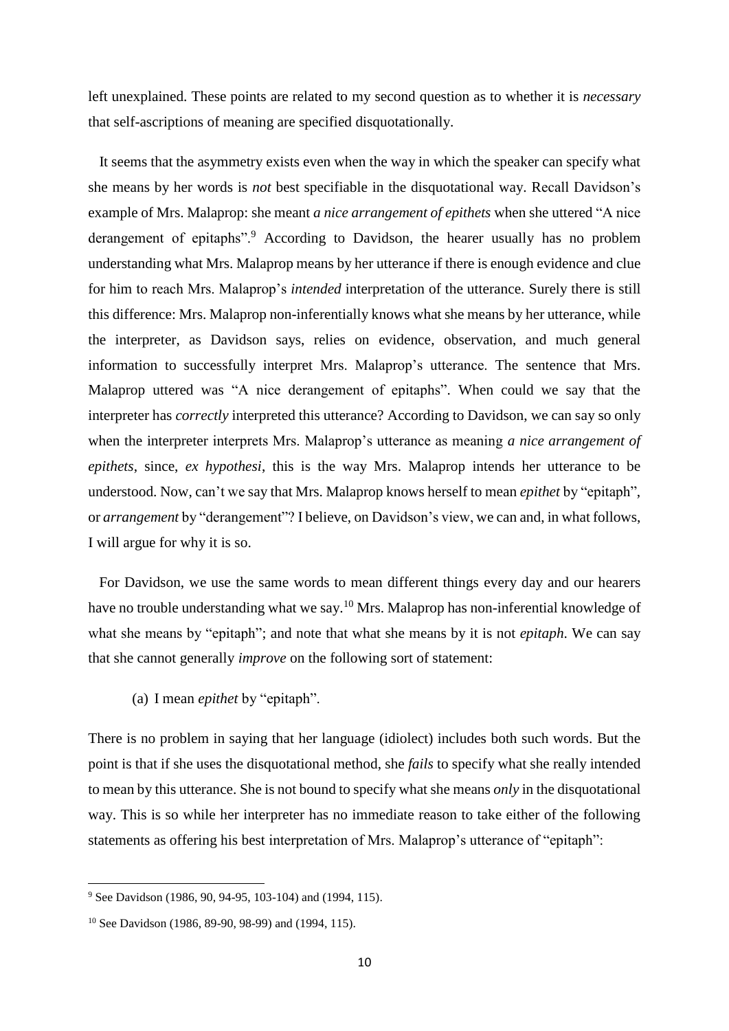left unexplained. These points are related to my second question as to whether it is *necessary* that self-ascriptions of meaning are specified disquotationally.

It seems that the asymmetry exists even when the way in which the speaker can specify what she means by her words is *not* best specifiable in the disquotational way. Recall Davidson's example of Mrs. Malaprop: she meant *a nice arrangement of epithets* when she uttered "A nice derangement of epitaphs".[9] According to Davidson, the hearer usually has no problem understanding what Mrs. Malaprop means by her utterance if there is enough evidence and clue for him to reach Mrs. Malaprop's *intended* interpretation of the utterance. Surely there is still this difference: Mrs. Malaprop non-inferentially knows what she means by her utterance, while the interpreter, as Davidson says, relies on evidence, observation, and much general information to successfully interpret Mrs. Malaprop's utterance. The sentence that Mrs. Malaprop uttered was "A nice derangement of epitaphs". When could we say that the interpreter has *correctly* interpreted this utterance? According to Davidson, we can say so only when the interpreter interprets Mrs. Malaprop's utterance as meaning *a nice arrangement of epithets*, since, *ex hypothesi*, this is the way Mrs. Malaprop intends her utterance to be understood. Now, can't we say that Mrs. Malaprop knows herself to mean *epithet* by "epitaph", or *arrangement* by "derangement"? I believe, on Davidson's view, we can and, in what follows, I will argue for why it is so.

For Davidson, we use the same words to mean different things every day and our hearers have no trouble understanding what we say.[10] Mrs. Malaprop has non-inferential knowledge of what she means by "epitaph"; and note that what she means by it is not *epitaph*. We can say that she cannot generally *improve* on the following sort of statement:

(a) I mean *epithet* by "epitaph".

There is no problem in saying that her language (idiolect) includes both such words. But the point is that if she uses the disquotational method, she *fails* to specify what she really intended to mean by this utterance. She is not bound to specify what she means *only* in the disquotational way. This is so while her interpreter has no immediate reason to take either of the following statements as offering his best interpretation of Mrs. Malaprop's utterance of "epitaph":

---

[9] See Davidson (1986, 90, 94-95, 103-104) and (1994, 115).

[10] See Davidson (1986, 89-90, 98-99) and (1994, 115).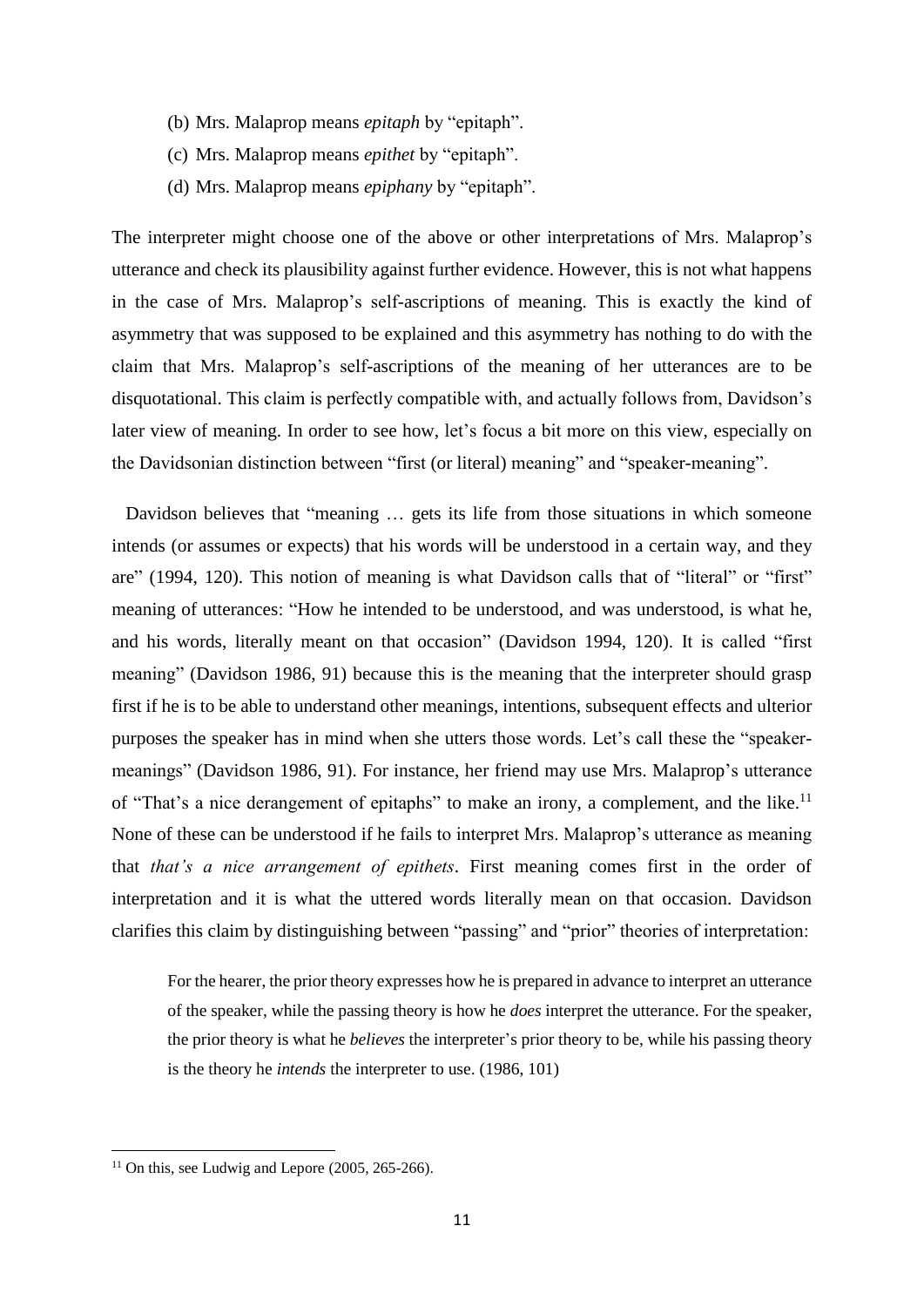(b) Mrs. Malaprop means *epitaph* by "epitaph".

(c) Mrs. Malaprop means *epithet* by "epitaph".

(d) Mrs. Malaprop means *epiphany* by "epitaph".

The interpreter might choose one of the above or other interpretations of Mrs. Malaprop's utterance and check its plausibility against further evidence. However, this is not what happens in the case of Mrs. Malaprop's self-ascriptions of meaning. This is exactly the kind of asymmetry that was supposed to be explained and this asymmetry has nothing to do with the claim that Mrs. Malaprop's self-ascriptions of the meaning of her utterances are to be disquotational. This claim is perfectly compatible with, and actually follows from, Davidson's later view of meaning. In order to see how, let's focus a bit more on this view, especially on the Davidsonian distinction between "first (or literal) meaning" and "speaker-meaning".

Davidson believes that "meaning … gets its life from those situations in which someone intends (or assumes or expects) that his words will be understood in a certain way, and they are" (1994, 120). This notion of meaning is what Davidson calls that of "literal" or "first" meaning of utterances: "How he intended to be understood, and was understood, is what he, and his words, literally meant on that occasion" (Davidson 1994, 120). It is called "first meaning" (Davidson 1986, 91) because this is the meaning that the interpreter should grasp first if he is to be able to understand other meanings, intentions, subsequent effects and ulterior purposes the speaker has in mind when she utters those words. Let's call these the "speaker-meanings" (Davidson 1986, 91). For instance, her friend may use Mrs. Malaprop's utterance of "That's a nice derangement of epitaphs" to make an irony, a complement, and the like.[11] None of these can be understood if he fails to interpret Mrs. Malaprop's utterance as meaning that *that's a nice arrangement of epithets*. First meaning comes first in the order of interpretation and it is what the uttered words literally mean on that occasion. Davidson clarifies this claim by distinguishing between "passing" and "prior" theories of interpretation:

> For the hearer, the prior theory expresses how he is prepared in advance to interpret an utterance of the speaker, while the passing theory is how he *does* interpret the utterance. For the speaker, the prior theory is what he *believes* the interpreter's prior theory to be, while his passing theory is the theory he *intends* the interpreter to use. (1986, 101)

---

[11] On this, see Ludwig and Lepore (2005, 265-266).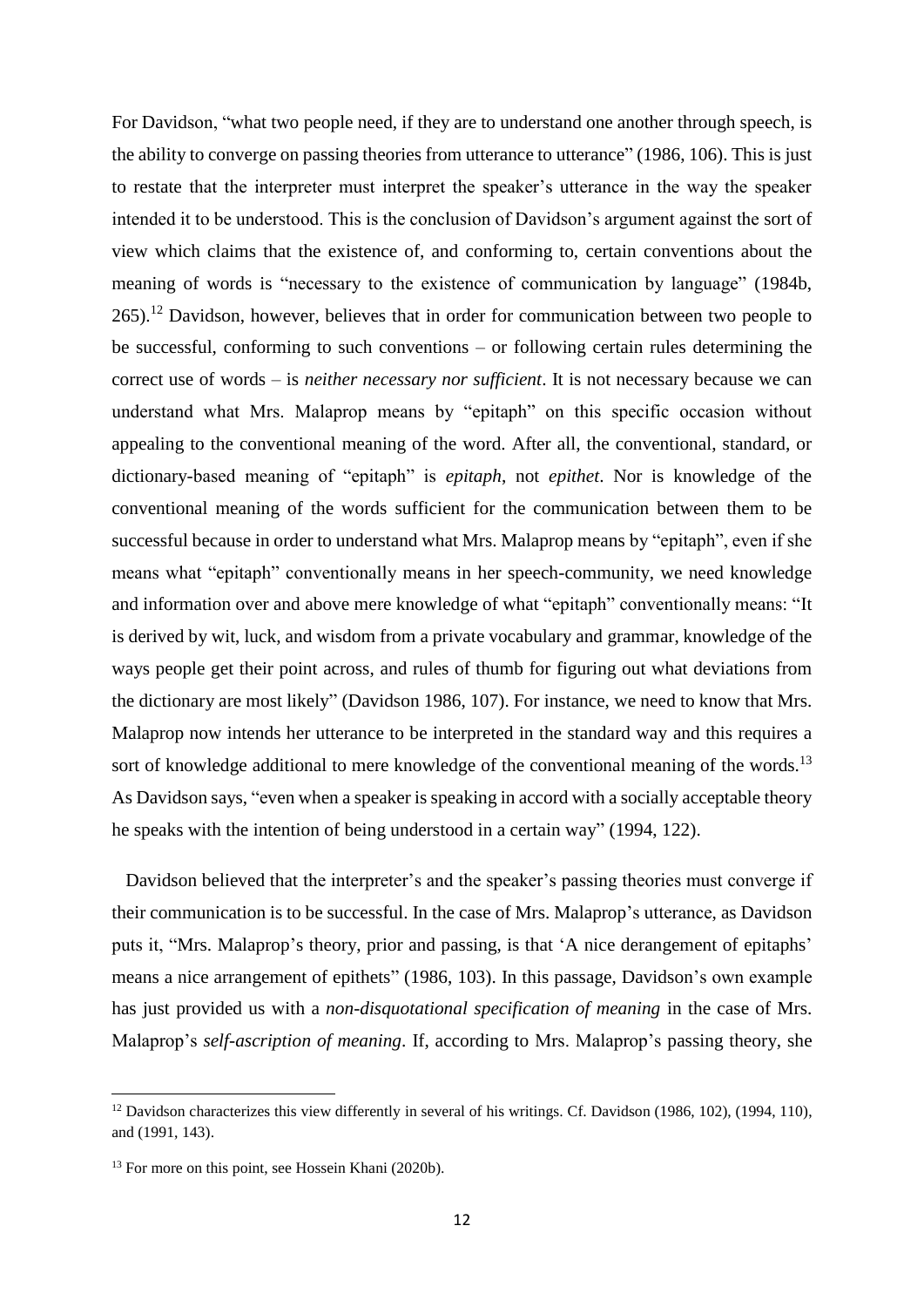For Davidson, "what two people need, if they are to understand one another through speech, is the ability to converge on passing theories from utterance to utterance" (1986, 106). This is just to restate that the interpreter must interpret the speaker's utterance in the way the speaker intended it to be understood. This is the conclusion of Davidson's argument against the sort of view which claims that the existence of, and conforming to, certain conventions about the meaning of words is "necessary to the existence of communication by language" (1984b, 265).[12] Davidson, however, believes that in order for communication between two people to be successful, conforming to such conventions – or following certain rules determining the correct use of words – is *neither necessary nor sufficient*. It is not necessary because we can understand what Mrs. Malaprop means by "epitaph" on this specific occasion without appealing to the conventional meaning of the word. After all, the conventional, standard, or dictionary-based meaning of "epitaph" is *epitaph*, not *epithet*. Nor is knowledge of the conventional meaning of the words sufficient for the communication between them to be successful because in order to understand what Mrs. Malaprop means by "epitaph", even if she means what "epitaph" conventionally means in her speech-community, we need knowledge and information over and above mere knowledge of what "epitaph" conventionally means: "It is derived by wit, luck, and wisdom from a private vocabulary and grammar, knowledge of the ways people get their point across, and rules of thumb for figuring out what deviations from the dictionary are most likely" (Davidson 1986, 107). For instance, we need to know that Mrs. Malaprop now intends her utterance to be interpreted in the standard way and this requires a sort of knowledge additional to mere knowledge of the conventional meaning of the words.[13] As Davidson says, "even when a speaker is speaking in accord with a socially acceptable theory he speaks with the intention of being understood in a certain way" (1994, 122).

Davidson believed that the interpreter's and the speaker's passing theories must converge if their communication is to be successful. In the case of Mrs. Malaprop's utterance, as Davidson puts it, "Mrs. Malaprop's theory, prior and passing, is that 'A nice derangement of epitaphs' means a nice arrangement of epithets" (1986, 103). In this passage, Davidson's own example has just provided us with a *non-disquotational specification of meaning* in the case of Mrs. Malaprop's *self-ascription of meaning*. If, according to Mrs. Malaprop's passing theory, she

---

[12] Davidson characterizes this view differently in several of his writings. Cf. Davidson (1986, 102), (1994, 110), and (1991, 143).

[13] For more on this point, see Hossein Khani (2020b).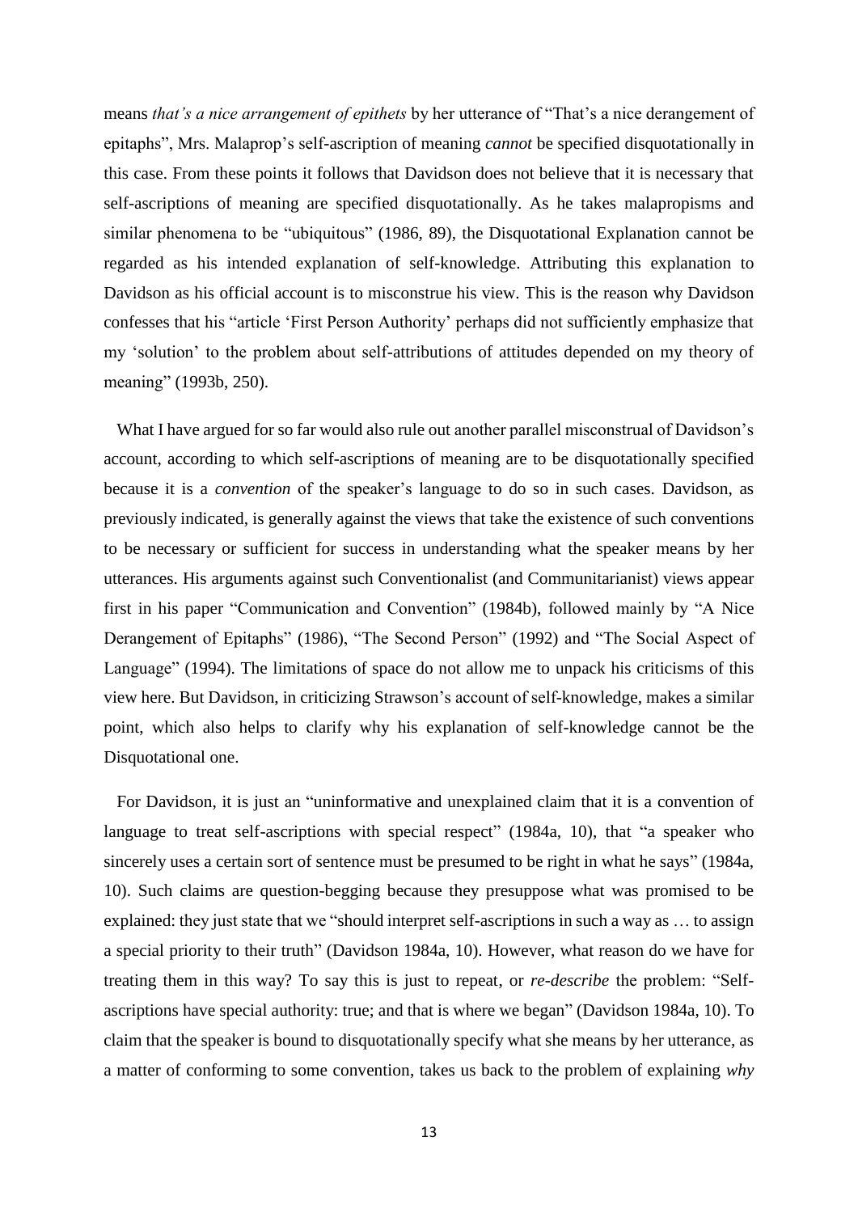means *that's a nice arrangement of epithets* by her utterance of "That's a nice derangement of epitaphs", Mrs. Malaprop's self-ascription of meaning *cannot* be specified disquotationally in this case. From these points it follows that Davidson does not believe that it is necessary that self-ascriptions of meaning are specified disquotationally. As he takes malapropisms and similar phenomena to be "ubiquitous" (1986, 89), the Disquotational Explanation cannot be regarded as his intended explanation of self-knowledge. Attributing this explanation to Davidson as his official account is to misconstrue his view. This is the reason why Davidson confesses that his "article 'First Person Authority' perhaps did not sufficiently emphasize that my 'solution' to the problem about self-attributions of attitudes depended on my theory of meaning" (1993b, 250).

What I have argued for so far would also rule out another parallel misconstrual of Davidson's account, according to which self-ascriptions of meaning are to be disquotationally specified because it is a *convention* of the speaker's language to do so in such cases. Davidson, as previously indicated, is generally against the views that take the existence of such conventions to be necessary or sufficient for success in understanding what the speaker means by her utterances. His arguments against such Conventionalist (and Communitarianist) views appear first in his paper "Communication and Convention" (1984b), followed mainly by "A Nice Derangement of Epitaphs" (1986), "The Second Person" (1992) and "The Social Aspect of Language" (1994). The limitations of space do not allow me to unpack his criticisms of this view here. But Davidson, in criticizing Strawson's account of self-knowledge, makes a similar point, which also helps to clarify why his explanation of self-knowledge cannot be the Disquotational one.

For Davidson, it is just an "uninformative and unexplained claim that it is a convention of language to treat self-ascriptions with special respect" (1984a, 10), that "a speaker who sincerely uses a certain sort of sentence must be presumed to be right in what he says" (1984a, 10). Such claims are question-begging because they presuppose what was promised to be explained: they just state that we "should interpret self-ascriptions in such a way as … to assign a special priority to their truth" (Davidson 1984a, 10). However, what reason do we have for treating them in this way? To say this is just to repeat, or *re-describe* the problem: "Self-ascriptions have special authority: true; and that is where we began" (Davidson 1984a, 10). To claim that the speaker is bound to disquotationally specify what she means by her utterance, as a matter of conforming to some convention, takes us back to the problem of explaining *why*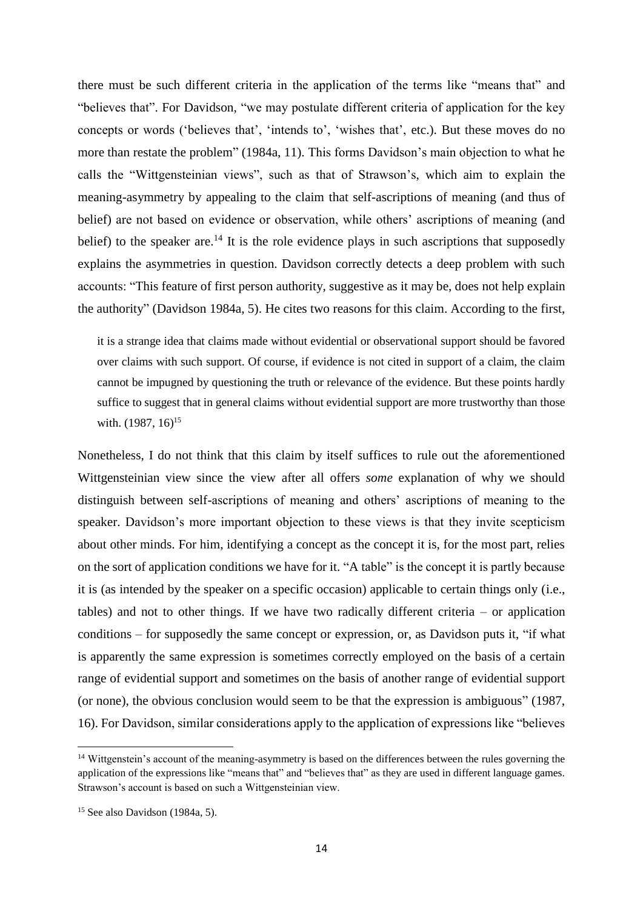there must be such different criteria in the application of the terms like "means that" and "believes that". For Davidson, "we may postulate different criteria of application for the key concepts or words ('believes that', 'intends to', 'wishes that', etc.). But these moves do no more than restate the problem" (1984a, 11). This forms Davidson's main objection to what he calls the "Wittgensteinian views", such as that of Strawson's, which aim to explain the meaning-asymmetry by appealing to the claim that self-ascriptions of meaning (and thus of belief) are not based on evidence or observation, while others' ascriptions of meaning (and belief) to the speaker are.[14] It is the role evidence plays in such ascriptions that supposedly explains the asymmetries in question. Davidson correctly detects a deep problem with such accounts: "This feature of first person authority, suggestive as it may be, does not help explain the authority" (Davidson 1984a, 5). He cites two reasons for this claim. According to the first,

> it is a strange idea that claims made without evidential or observational support should be favored over claims with such support. Of course, if evidence is not cited in support of a claim, the claim cannot be impugned by questioning the truth or relevance of the evidence. But these points hardly suffice to suggest that in general claims without evidential support are more trustworthy than those with. (1987, 16)[15]

Nonetheless, I do not think that this claim by itself suffices to rule out the aforementioned Wittgensteinian view since the view after all offers *some* explanation of why we should distinguish between self-ascriptions of meaning and others' ascriptions of meaning to the speaker. Davidson's more important objection to these views is that they invite scepticism about other minds. For him, identifying a concept as the concept it is, for the most part, relies on the sort of application conditions we have for it. "A table" is the concept it is partly because it is (as intended by the speaker on a specific occasion) applicable to certain things only (i.e., tables) and not to other things. If we have two radically different criteria – or application conditions – for supposedly the same concept or expression, or, as Davidson puts it, "if what is apparently the same expression is sometimes correctly employed on the basis of a certain range of evidential support and sometimes on the basis of another range of evidential support (or none), the obvious conclusion would seem to be that the expression is ambiguous" (1987, 16). For Davidson, similar considerations apply to the application of expressions like "believes

---

[14] Wittgenstein's account of the meaning-asymmetry is based on the differences between the rules governing the application of the expressions like "means that" and "believes that" as they are used in different language games. Strawson's account is based on such a Wittgensteinian view.

[15] See also Davidson (1984a, 5).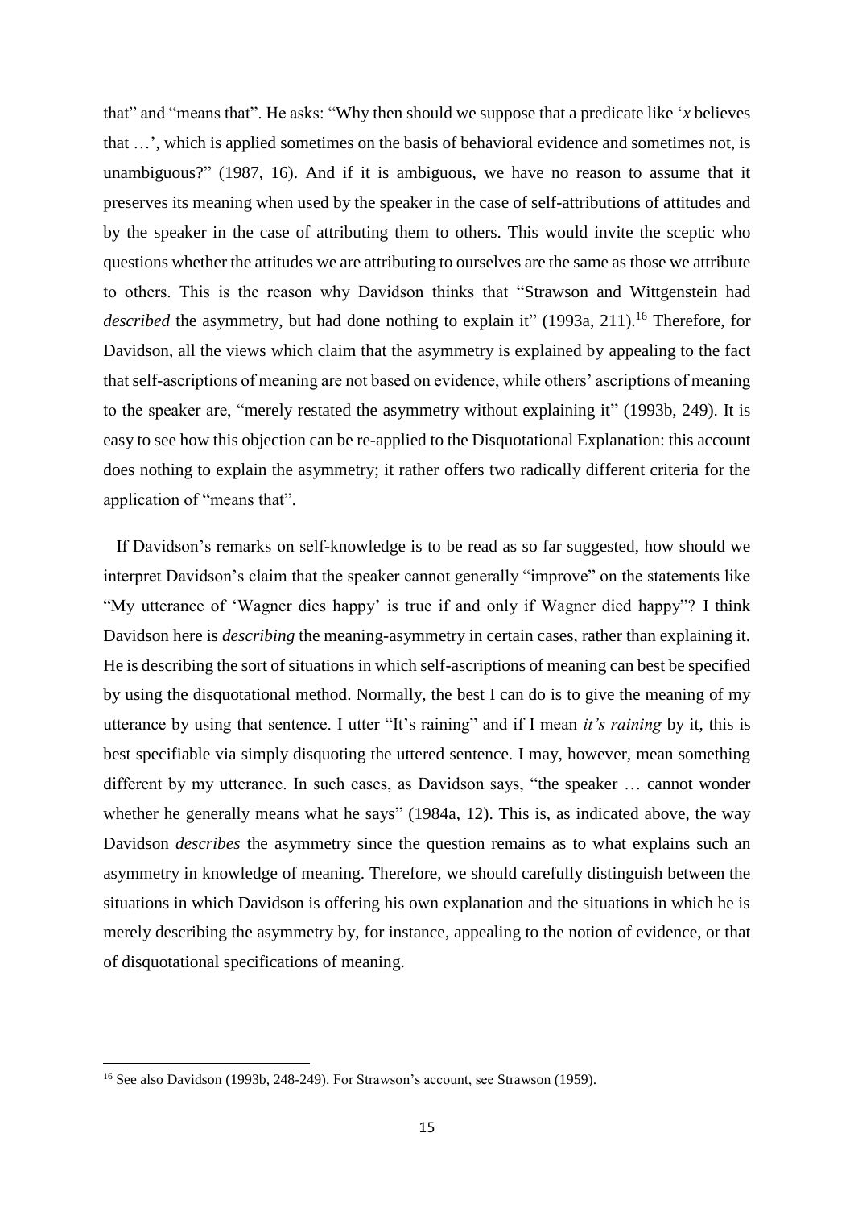that" and "means that". He asks: "Why then should we suppose that a predicate like '*x* believes that …', which is applied sometimes on the basis of behavioral evidence and sometimes not, is unambiguous?" (1987, 16). And if it is ambiguous, we have no reason to assume that it preserves its meaning when used by the speaker in the case of self-attributions of attitudes and by the speaker in the case of attributing them to others. This would invite the sceptic who questions whether the attitudes we are attributing to ourselves are the same as those we attribute to others. This is the reason why Davidson thinks that "Strawson and Wittgenstein had *described* the asymmetry, but had done nothing to explain it" (1993a, 211).[16] Therefore, for Davidson, all the views which claim that the asymmetry is explained by appealing to the fact that self-ascriptions of meaning are not based on evidence, while others' ascriptions of meaning to the speaker are, "merely restated the asymmetry without explaining it" (1993b, 249). It is easy to see how this objection can be re-applied to the Disquotational Explanation: this account does nothing to explain the asymmetry; it rather offers two radically different criteria for the application of "means that".

If Davidson's remarks on self-knowledge is to be read as so far suggested, how should we interpret Davidson's claim that the speaker cannot generally "improve" on the statements like "My utterance of 'Wagner dies happy' is true if and only if Wagner died happy"? I think Davidson here is *describing* the meaning-asymmetry in certain cases, rather than explaining it. He is describing the sort of situations in which self-ascriptions of meaning can best be specified by using the disquotational method. Normally, the best I can do is to give the meaning of my utterance by using that sentence. I utter "It's raining" and if I mean *it's raining* by it, this is best specifiable via simply disquoting the uttered sentence. I may, however, mean something different by my utterance. In such cases, as Davidson says, "the speaker … cannot wonder whether he generally means what he says" (1984a, 12). This is, as indicated above, the way Davidson *describes* the asymmetry since the question remains as to what explains such an asymmetry in knowledge of meaning. Therefore, we should carefully distinguish between the situations in which Davidson is offering his own explanation and the situations in which he is merely describing the asymmetry by, for instance, appealing to the notion of evidence, or that of disquotational specifications of meaning.

[16] See also Davidson (1993b, 248-249). For Strawson's account, see Strawson (1959).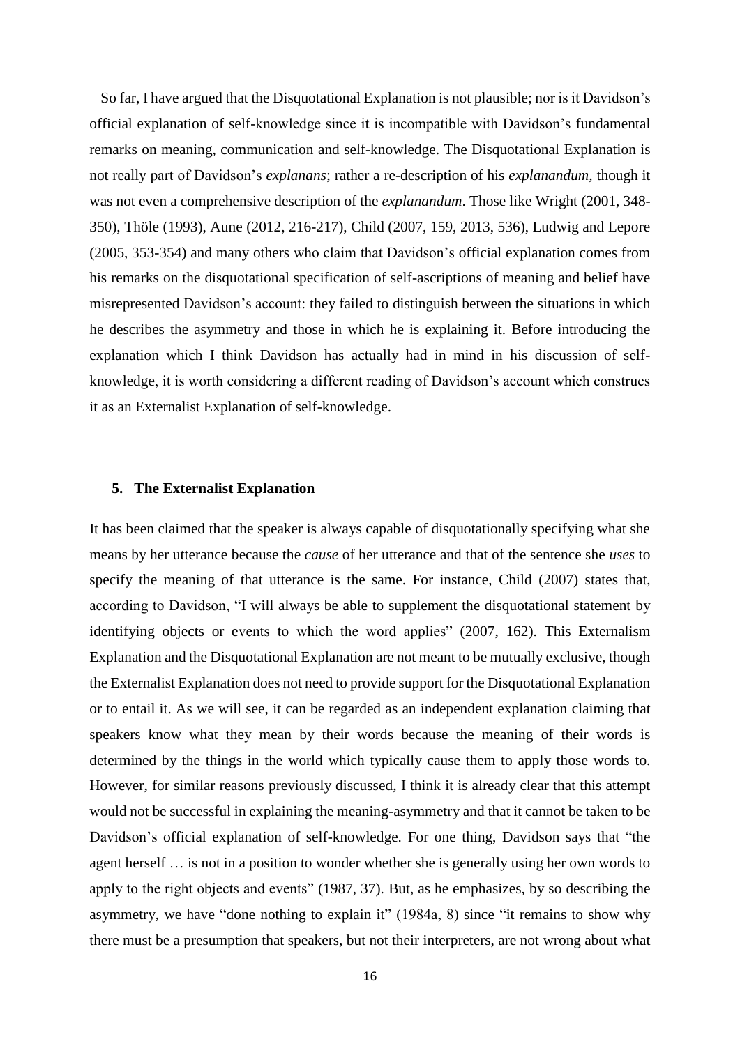So far, I have argued that the Disquotational Explanation is not plausible; nor is it Davidson's official explanation of self-knowledge since it is incompatible with Davidson's fundamental remarks on meaning, communication and self-knowledge. The Disquotational Explanation is not really part of Davidson's *explanans*; rather a re-description of his *explanandum,* though it was not even a comprehensive description of the *explanandum*. Those like Wright (2001, 348-350), Thöle (1993), Aune (2012, 216-217), Child (2007, 159, 2013, 536), Ludwig and Lepore (2005, 353-354) and many others who claim that Davidson's official explanation comes from his remarks on the disquotational specification of self-ascriptions of meaning and belief have misrepresented Davidson's account: they failed to distinguish between the situations in which he describes the asymmetry and those in which he is explaining it. Before introducing the explanation which I think Davidson has actually had in mind in his discussion of self-knowledge, it is worth considering a different reading of Davidson's account which construes it as an Externalist Explanation of self-knowledge.

## 5. The Externalist Explanation

It has been claimed that the speaker is always capable of disquotationally specifying what she means by her utterance because the *cause* of her utterance and that of the sentence she *uses* to specify the meaning of that utterance is the same. For instance, Child (2007) states that, according to Davidson, "I will always be able to supplement the disquotational statement by identifying objects or events to which the word applies" (2007, 162). This Externalism Explanation and the Disquotational Explanation are not meant to be mutually exclusive, though the Externalist Explanation does not need to provide support for the Disquotational Explanation or to entail it. As we will see, it can be regarded as an independent explanation claiming that speakers know what they mean by their words because the meaning of their words is determined by the things in the world which typically cause them to apply those words to. However, for similar reasons previously discussed, I think it is already clear that this attempt would not be successful in explaining the meaning-asymmetry and that it cannot be taken to be Davidson's official explanation of self-knowledge. For one thing, Davidson says that "the agent herself … is not in a position to wonder whether she is generally using her own words to apply to the right objects and events" (1987, 37). But, as he emphasizes, by so describing the asymmetry, we have "done nothing to explain it" (1984a, 8) since "it remains to show why there must be a presumption that speakers, but not their interpreters, are not wrong about what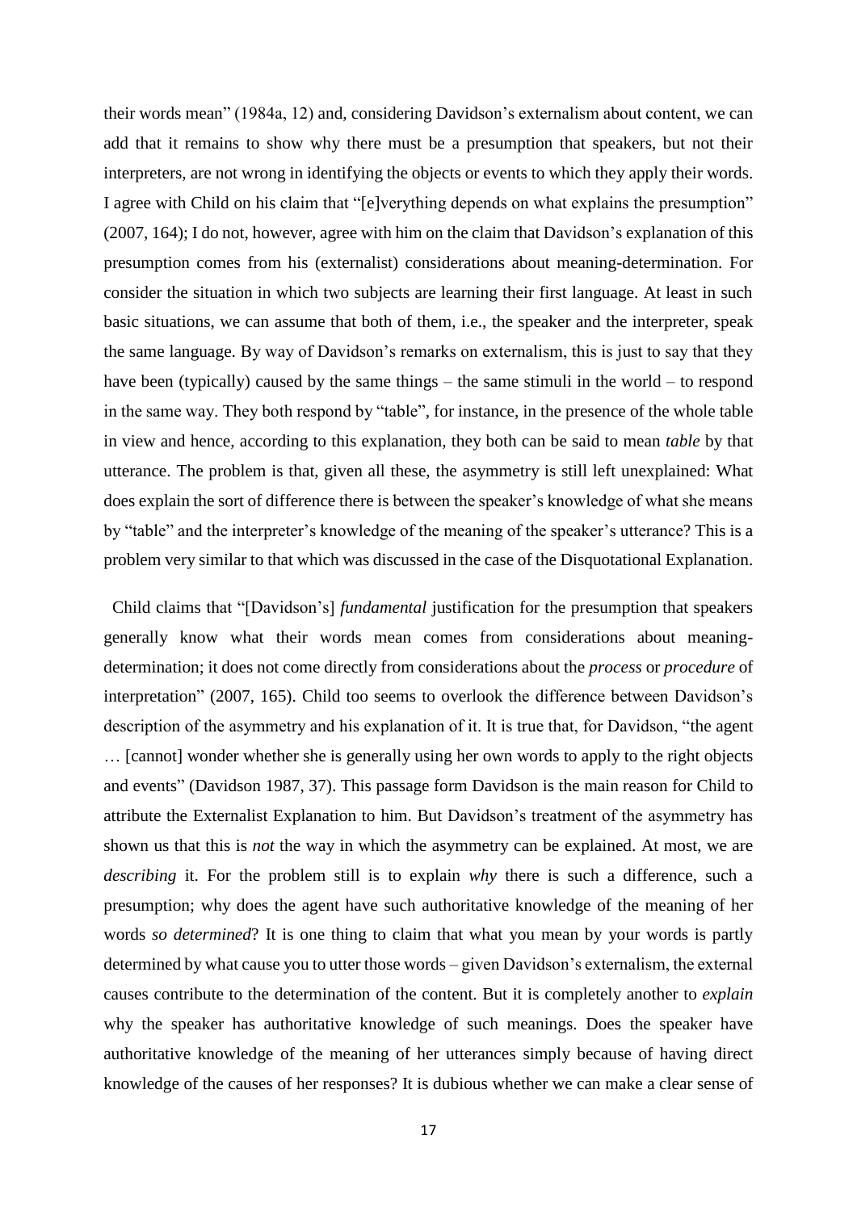their words mean" (1984a, 12) and, considering Davidson's externalism about content, we can add that it remains to show why there must be a presumption that speakers, but not their interpreters, are not wrong in identifying the objects or events to which they apply their words. I agree with Child on his claim that "[e]verything depends on what explains the presumption" (2007, 164); I do not, however, agree with him on the claim that Davidson's explanation of this presumption comes from his (externalist) considerations about meaning-determination. For consider the situation in which two subjects are learning their first language. At least in such basic situations, we can assume that both of them, i.e., the speaker and the interpreter, speak the same language. By way of Davidson's remarks on externalism, this is just to say that they have been (typically) caused by the same things – the same stimuli in the world – to respond in the same way. They both respond by "table", for instance, in the presence of the whole table in view and hence, according to this explanation, they both can be said to mean *table* by that utterance. The problem is that, given all these, the asymmetry is still left unexplained: What does explain the sort of difference there is between the speaker's knowledge of what she means by "table" and the interpreter's knowledge of the meaning of the speaker's utterance? This is a problem very similar to that which was discussed in the case of the Disquotational Explanation.

Child claims that "[Davidson's] *fundamental* justification for the presumption that speakers generally know what their words mean comes from considerations about meaning-determination; it does not come directly from considerations about the *process* or *procedure* of interpretation" (2007, 165). Child too seems to overlook the difference between Davidson's description of the asymmetry and his explanation of it. It is true that, for Davidson, "the agent … [cannot] wonder whether she is generally using her own words to apply to the right objects and events" (Davidson 1987, 37). This passage form Davidson is the main reason for Child to attribute the Externalist Explanation to him. But Davidson's treatment of the asymmetry has shown us that this is *not* the way in which the asymmetry can be explained. At most, we are *describing* it. For the problem still is to explain *why* there is such a difference, such a presumption; why does the agent have such authoritative knowledge of the meaning of her words *so determined*? It is one thing to claim that what you mean by your words is partly determined by what cause you to utter those words – given Davidson's externalism, the external causes contribute to the determination of the content. But it is completely another to *explain* why the speaker has authoritative knowledge of such meanings. Does the speaker have authoritative knowledge of the meaning of her utterances simply because of having direct knowledge of the causes of her responses? It is dubious whether we can make a clear sense of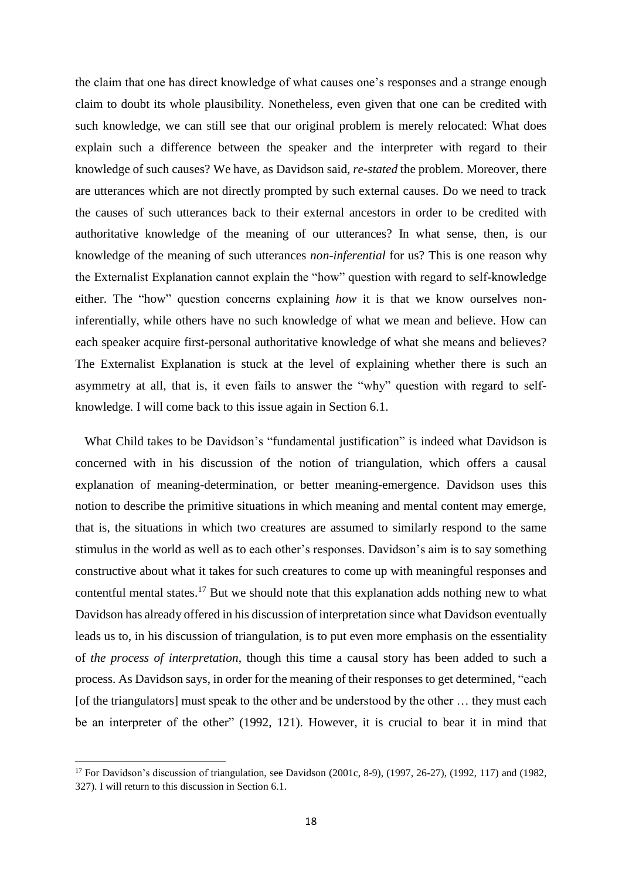the claim that one has direct knowledge of what causes one's responses and a strange enough claim to doubt its whole plausibility. Nonetheless, even given that one can be credited with such knowledge, we can still see that our original problem is merely relocated: What does explain such a difference between the speaker and the interpreter with regard to their knowledge of such causes? We have, as Davidson said, *re-stated* the problem. Moreover, there are utterances which are not directly prompted by such external causes. Do we need to track the causes of such utterances back to their external ancestors in order to be credited with authoritative knowledge of the meaning of our utterances? In what sense, then, is our knowledge of the meaning of such utterances *non-inferential* for us? This is one reason why the Externalist Explanation cannot explain the "how" question with regard to self-knowledge either. The "how" question concerns explaining *how* it is that we know ourselves non-inferentially, while others have no such knowledge of what we mean and believe. How can each speaker acquire first-personal authoritative knowledge of what she means and believes? The Externalist Explanation is stuck at the level of explaining whether there is such an asymmetry at all, that is, it even fails to answer the "why" question with regard to self-knowledge. I will come back to this issue again in Section 6.1.

What Child takes to be Davidson's "fundamental justification" is indeed what Davidson is concerned with in his discussion of the notion of triangulation, which offers a causal explanation of meaning-determination, or better meaning-emergence. Davidson uses this notion to describe the primitive situations in which meaning and mental content may emerge, that is, the situations in which two creatures are assumed to similarly respond to the same stimulus in the world as well as to each other's responses. Davidson's aim is to say something constructive about what it takes for such creatures to come up with meaningful responses and contentful mental states.[17] But we should note that this explanation adds nothing new to what Davidson has already offered in his discussion of interpretation since what Davidson eventually leads us to, in his discussion of triangulation, is to put even more emphasis on the essentiality of *the process of interpretation*, though this time a causal story has been added to such a process. As Davidson says, in order for the meaning of their responses to get determined, "each [of the triangulators] must speak to the other and be understood by the other … they must each be an interpreter of the other" (1992, 121). However, it is crucial to bear it in mind that

[17] For Davidson's discussion of triangulation, see Davidson (2001c, 8-9), (1997, 26-27), (1992, 117) and (1982, 327). I will return to this discussion in Section 6.1.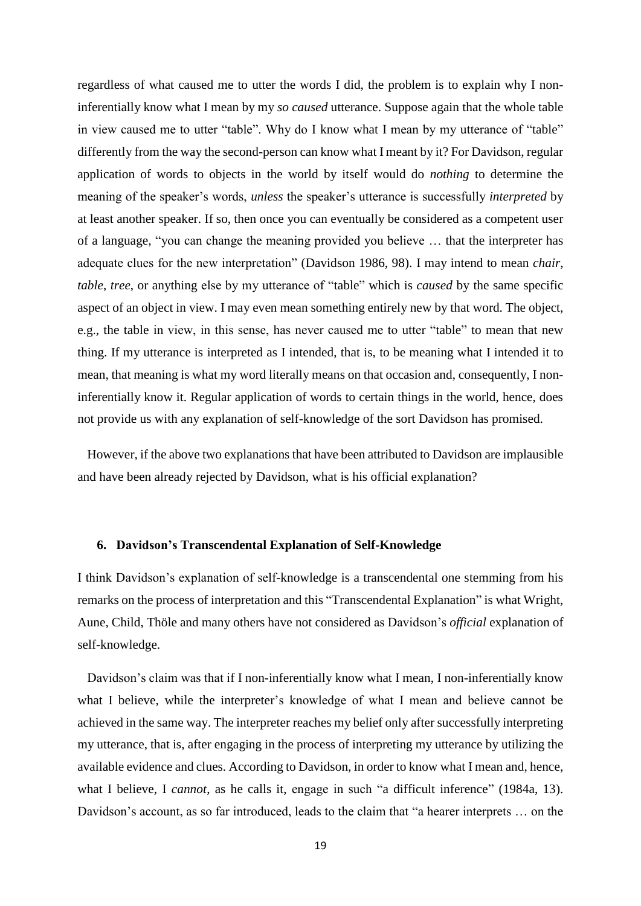regardless of what caused me to utter the words I did, the problem is to explain why I non-inferentially know what I mean by my *so caused* utterance. Suppose again that the whole table in view caused me to utter "table". Why do I know what I mean by my utterance of "table" differently from the way the second-person can know what I meant by it? For Davidson, regular application of words to objects in the world by itself would do *nothing* to determine the meaning of the speaker's words, *unless* the speaker's utterance is successfully *interpreted* by at least another speaker. If so, then once you can eventually be considered as a competent user of a language, "you can change the meaning provided you believe … that the interpreter has adequate clues for the new interpretation" (Davidson 1986, 98). I may intend to mean *chair*, *table*, *tree*, or anything else by my utterance of "table" which is *caused* by the same specific aspect of an object in view. I may even mean something entirely new by that word. The object, e.g., the table in view, in this sense, has never caused me to utter "table" to mean that new thing. If my utterance is interpreted as I intended, that is, to be meaning what I intended it to mean, that meaning is what my word literally means on that occasion and, consequently, I non-inferentially know it. Regular application of words to certain things in the world, hence, does not provide us with any explanation of self-knowledge of the sort Davidson has promised.

However, if the above two explanations that have been attributed to Davidson are implausible and have been already rejected by Davidson, what is his official explanation?

## 6. Davidson's Transcendental Explanation of Self-Knowledge

I think Davidson's explanation of self-knowledge is a transcendental one stemming from his remarks on the process of interpretation and this "Transcendental Explanation" is what Wright, Aune, Child, Thöle and many others have not considered as Davidson's *official* explanation of self-knowledge.

Davidson's claim was that if I non-inferentially know what I mean, I non-inferentially know what I believe, while the interpreter's knowledge of what I mean and believe cannot be achieved in the same way. The interpreter reaches my belief only after successfully interpreting my utterance, that is, after engaging in the process of interpreting my utterance by utilizing the available evidence and clues. According to Davidson, in order to know what I mean and, hence, what I believe, I *cannot*, as he calls it, engage in such "a difficult inference" (1984a, 13). Davidson's account, as so far introduced, leads to the claim that "a hearer interprets … on the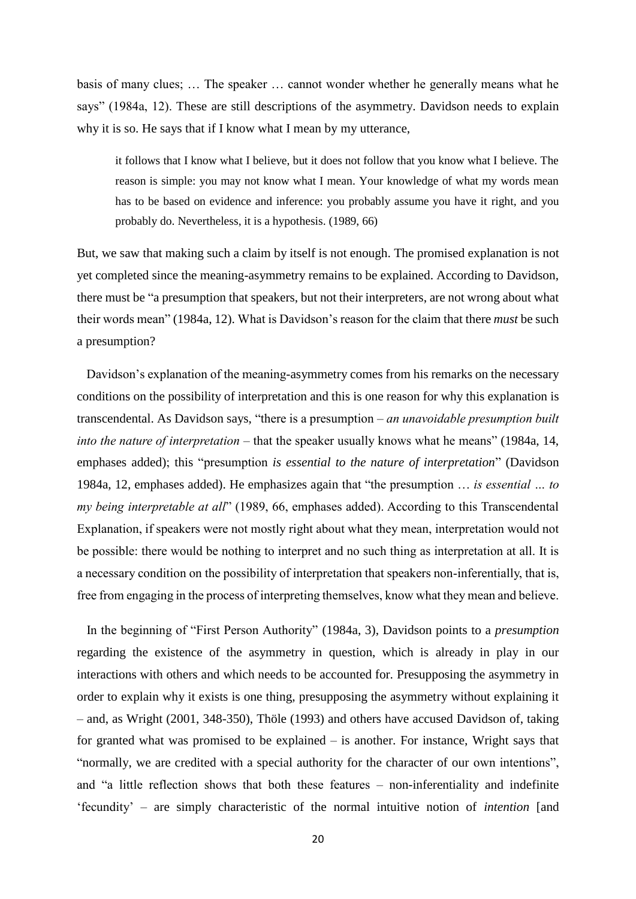basis of many clues; … The speaker … cannot wonder whether he generally means what he says" (1984a, 12). These are still descriptions of the asymmetry. Davidson needs to explain why it is so. He says that if I know what I mean by my utterance,

> it follows that I know what I believe, but it does not follow that you know what I believe. The reason is simple: you may not know what I mean. Your knowledge of what my words mean has to be based on evidence and inference: you probably assume you have it right, and you probably do. Nevertheless, it is a hypothesis. (1989, 66)

But, we saw that making such a claim by itself is not enough. The promised explanation is not yet completed since the meaning-asymmetry remains to be explained. According to Davidson, there must be "a presumption that speakers, but not their interpreters, are not wrong about what their words mean" (1984a, 12). What is Davidson's reason for the claim that there *must* be such a presumption?

Davidson's explanation of the meaning-asymmetry comes from his remarks on the necessary conditions on the possibility of interpretation and this is one reason for why this explanation is transcendental. As Davidson says, "there is a presumption – *an unavoidable presumption built into the nature of interpretation* – that the speaker usually knows what he means" (1984a, 14, emphases added); this "presumption *is essential to the nature of interpretation*" (Davidson 1984a, 12, emphases added). He emphasizes again that "the presumption … *is essential … to my being interpretable at all*" (1989, 66, emphases added). According to this Transcendental Explanation, if speakers were not mostly right about what they mean, interpretation would not be possible: there would be nothing to interpret and no such thing as interpretation at all. It is a necessary condition on the possibility of interpretation that speakers non-inferentially, that is, free from engaging in the process of interpreting themselves, know what they mean and believe.

In the beginning of "First Person Authority" (1984a, 3), Davidson points to a *presumption* regarding the existence of the asymmetry in question, which is already in play in our interactions with others and which needs to be accounted for. Presupposing the asymmetry in order to explain why it exists is one thing, presupposing the asymmetry without explaining it – and, as Wright (2001, 348-350), Thöle (1993) and others have accused Davidson of, taking for granted what was promised to be explained – is another. For instance, Wright says that "normally, we are credited with a special authority for the character of our own intentions", and "a little reflection shows that both these features – non-inferentiality and indefinite 'fecundity' – are simply characteristic of the normal intuitive notion of *intention* [and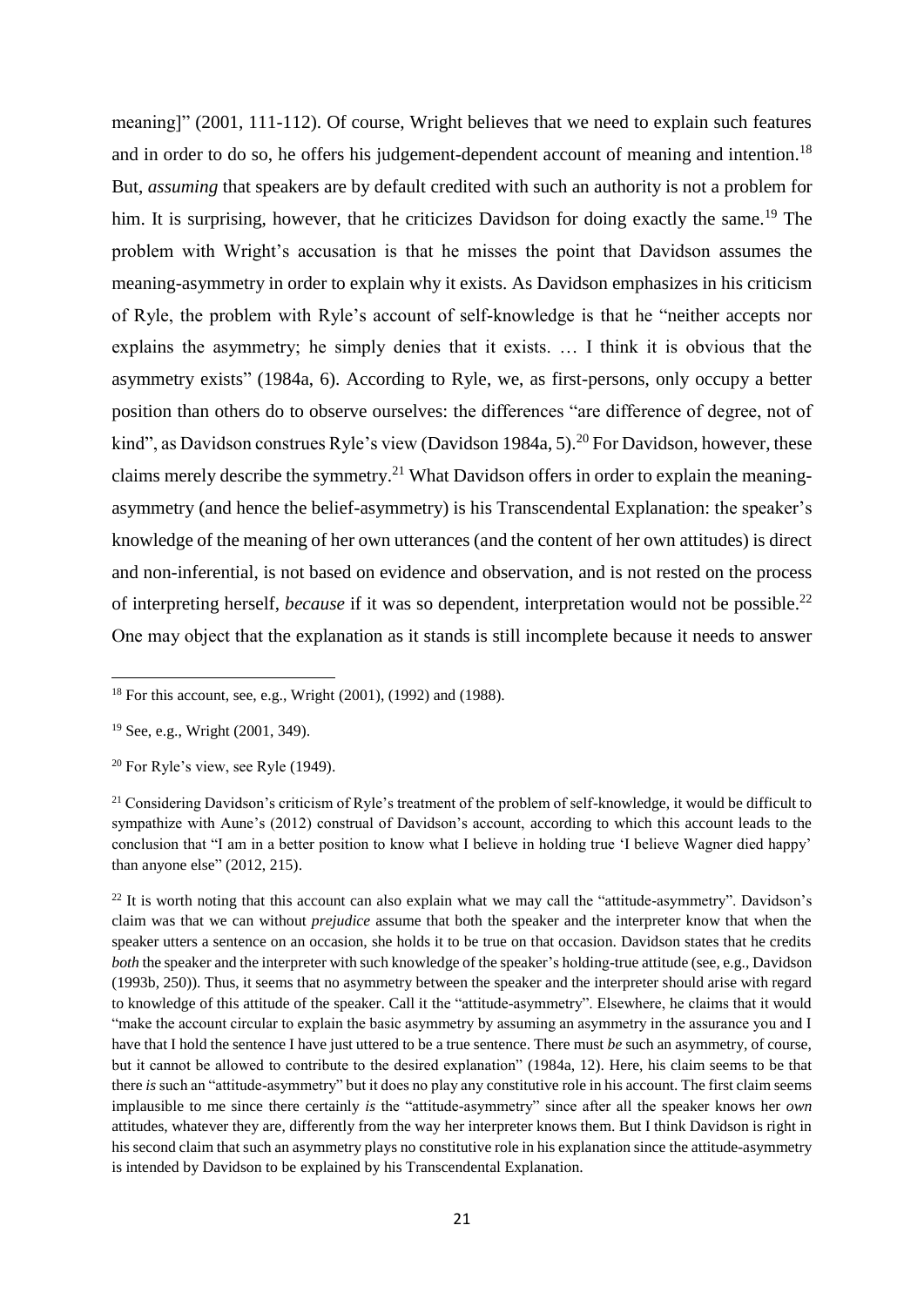meaning]" (2001, 111-112). Of course, Wright believes that we need to explain such features and in order to do so, he offers his judgement-dependent account of meaning and intention.[18] But, *assuming* that speakers are by default credited with such an authority is not a problem for him. It is surprising, however, that he criticizes Davidson for doing exactly the same.[19] The problem with Wright's accusation is that he misses the point that Davidson assumes the meaning-asymmetry in order to explain why it exists. As Davidson emphasizes in his criticism of Ryle, the problem with Ryle's account of self-knowledge is that he "neither accepts nor explains the asymmetry; he simply denies that it exists. … I think it is obvious that the asymmetry exists" (1984a, 6). According to Ryle, we, as first-persons, only occupy a better position than others do to observe ourselves: the differences "are difference of degree, not of kind", as Davidson construes Ryle's view (Davidson 1984a, 5).[20] For Davidson, however, these claims merely describe the symmetry.[21] What Davidson offers in order to explain the meaning-asymmetry (and hence the belief-asymmetry) is his Transcendental Explanation: the speaker's knowledge of the meaning of her own utterances (and the content of her own attitudes) is direct and non-inferential, is not based on evidence and observation, and is not rested on the process of interpreting herself, *because* if it was so dependent, interpretation would not be possible.[22] One may object that the explanation as it stands is still incomplete because it needs to answer

---

[18] For this account, see, e.g., Wright (2001), (1992) and (1988).

[19] See, e.g., Wright (2001, 349).

[20] For Ryle's view, see Ryle (1949).

[21] Considering Davidson's criticism of Ryle's treatment of the problem of self-knowledge, it would be difficult to sympathize with Aune's (2012) construal of Davidson's account, according to which this account leads to the conclusion that "I am in a better position to know what I believe in holding true 'I believe Wagner died happy' than anyone else" (2012, 215).

[22] It is worth noting that this account can also explain what we may call the "attitude-asymmetry". Davidson's claim was that we can without *prejudice* assume that both the speaker and the interpreter know that when the speaker utters a sentence on an occasion, she holds it to be true on that occasion. Davidson states that he credits *both* the speaker and the interpreter with such knowledge of the speaker's holding-true attitude (see, e.g., Davidson (1993b, 250)). Thus, it seems that no asymmetry between the speaker and the interpreter should arise with regard to knowledge of this attitude of the speaker. Call it the "attitude-asymmetry". Elsewhere, he claims that it would "make the account circular to explain the basic asymmetry by assuming an asymmetry in the assurance you and I have that I hold the sentence I have just uttered to be a true sentence. There must *be* such an asymmetry, of course, but it cannot be allowed to contribute to the desired explanation" (1984a, 12). Here, his claim seems to be that there *is* such an "attitude-asymmetry" but it does no play any constitutive role in his account. The first claim seems implausible to me since there certainly *is* the "attitude-asymmetry" since after all the speaker knows her *own* attitudes, whatever they are, differently from the way her interpreter knows them. But I think Davidson is right in his second claim that such an asymmetry plays no constitutive role in his explanation since the attitude-asymmetry is intended by Davidson to be explained by his Transcendental Explanation.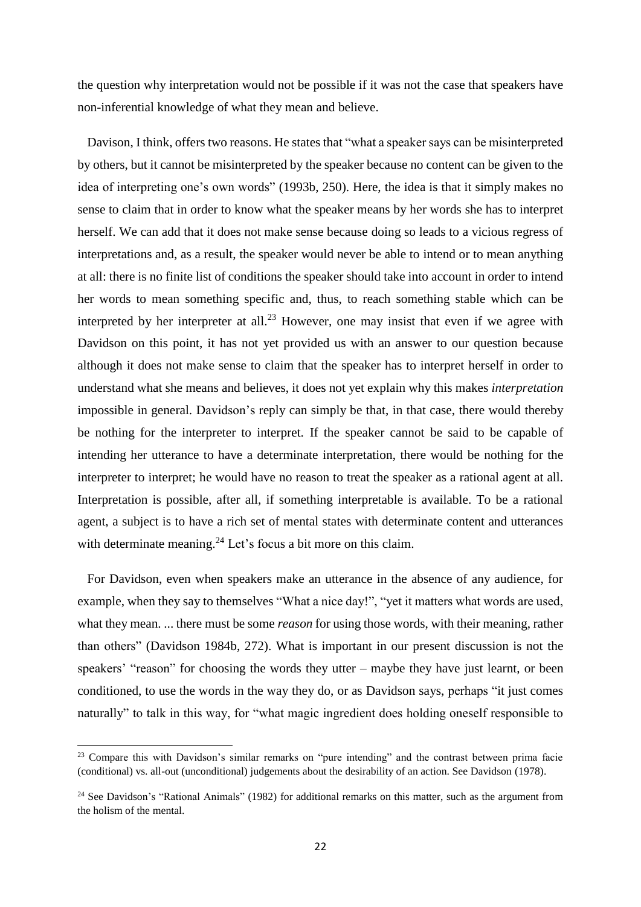the question why interpretation would not be possible if it was not the case that speakers have non-inferential knowledge of what they mean and believe.

Davison, I think, offers two reasons. He states that "what a speaker says can be misinterpreted by others, but it cannot be misinterpreted by the speaker because no content can be given to the idea of interpreting one's own words" (1993b, 250). Here, the idea is that it simply makes no sense to claim that in order to know what the speaker means by her words she has to interpret herself. We can add that it does not make sense because doing so leads to a vicious regress of interpretations and, as a result, the speaker would never be able to intend or to mean anything at all: there is no finite list of conditions the speaker should take into account in order to intend her words to mean something specific and, thus, to reach something stable which can be interpreted by her interpreter at all.[23] However, one may insist that even if we agree with Davidson on this point, it has not yet provided us with an answer to our question because although it does not make sense to claim that the speaker has to interpret herself in order to understand what she means and believes, it does not yet explain why this makes *interpretation* impossible in general. Davidson's reply can simply be that, in that case, there would thereby be nothing for the interpreter to interpret. If the speaker cannot be said to be capable of intending her utterance to have a determinate interpretation, there would be nothing for the interpreter to interpret; he would have no reason to treat the speaker as a rational agent at all. Interpretation is possible, after all, if something interpretable is available. To be a rational agent, a subject is to have a rich set of mental states with determinate content and utterances with determinate meaning.[24] Let's focus a bit more on this claim.

For Davidson, even when speakers make an utterance in the absence of any audience, for example, when they say to themselves "What a nice day!", "yet it matters what words are used, what they mean. ... there must be some *reason* for using those words, with their meaning, rather than others" (Davidson 1984b, 272). What is important in our present discussion is not the speakers' "reason" for choosing the words they utter – maybe they have just learnt, or been conditioned, to use the words in the way they do, or as Davidson says, perhaps "it just comes naturally" to talk in this way, for "what magic ingredient does holding oneself responsible to

---

[23] Compare this with Davidson's similar remarks on "pure intending" and the contrast between prima facie (conditional) vs. all-out (unconditional) judgements about the desirability of an action. See Davidson (1978).

[24] See Davidson's "Rational Animals" (1982) for additional remarks on this matter, such as the argument from the holism of the mental.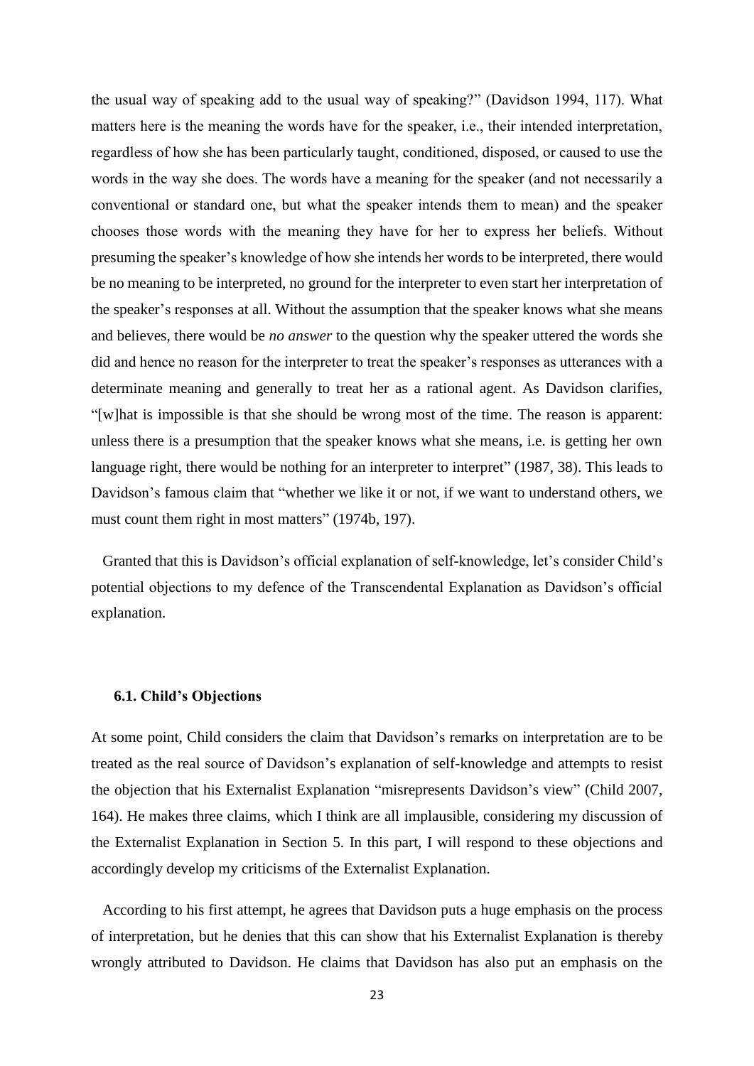the usual way of speaking add to the usual way of speaking?" (Davidson 1994, 117). What matters here is the meaning the words have for the speaker, i.e., their intended interpretation, regardless of how she has been particularly taught, conditioned, disposed, or caused to use the words in the way she does. The words have a meaning for the speaker (and not necessarily a conventional or standard one, but what the speaker intends them to mean) and the speaker chooses those words with the meaning they have for her to express her beliefs. Without presuming the speaker's knowledge of how she intends her words to be interpreted, there would be no meaning to be interpreted, no ground for the interpreter to even start her interpretation of the speaker's responses at all. Without the assumption that the speaker knows what she means and believes, there would be *no answer* to the question why the speaker uttered the words she did and hence no reason for the interpreter to treat the speaker's responses as utterances with a determinate meaning and generally to treat her as a rational agent. As Davidson clarifies, "[w]hat is impossible is that she should be wrong most of the time. The reason is apparent: unless there is a presumption that the speaker knows what she means, i.e. is getting her own language right, there would be nothing for an interpreter to interpret" (1987, 38). This leads to Davidson's famous claim that "whether we like it or not, if we want to understand others, we must count them right in most matters" (1974b, 197).

Granted that this is Davidson's official explanation of self-knowledge, let's consider Child's potential objections to my defence of the Transcendental Explanation as Davidson's official explanation.

### 6.1. Child's Objections

At some point, Child considers the claim that Davidson's remarks on interpretation are to be treated as the real source of Davidson's explanation of self-knowledge and attempts to resist the objection that his Externalist Explanation "misrepresents Davidson's view" (Child 2007, 164). He makes three claims, which I think are all implausible, considering my discussion of the Externalist Explanation in Section 5. In this part, I will respond to these objections and accordingly develop my criticisms of the Externalist Explanation.

According to his first attempt, he agrees that Davidson puts a huge emphasis on the process of interpretation, but he denies that this can show that his Externalist Explanation is thereby wrongly attributed to Davidson. He claims that Davidson has also put an emphasis on the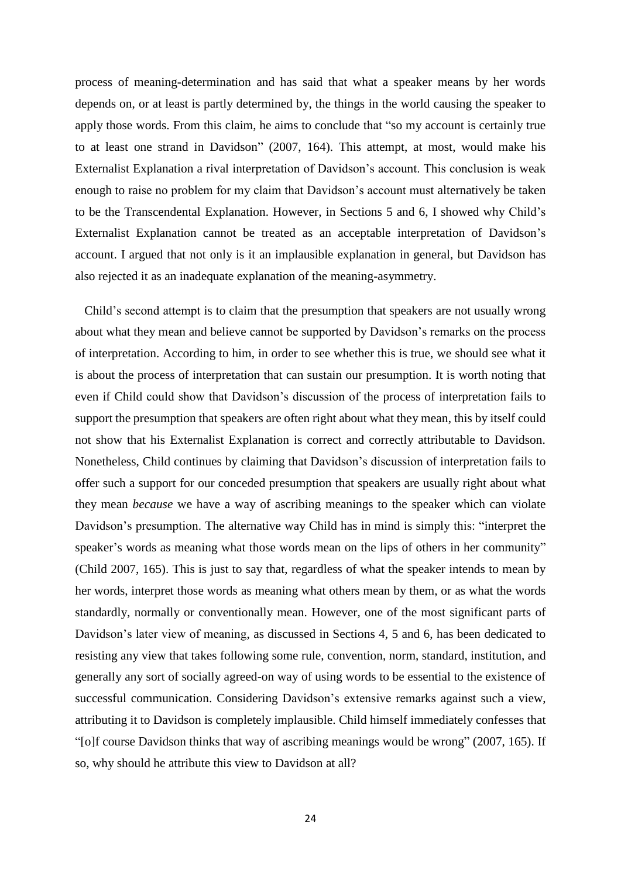process of meaning-determination and has said that what a speaker means by her words depends on, or at least is partly determined by, the things in the world causing the speaker to apply those words. From this claim, he aims to conclude that "so my account is certainly true to at least one strand in Davidson" (2007, 164). This attempt, at most, would make his Externalist Explanation a rival interpretation of Davidson's account. This conclusion is weak enough to raise no problem for my claim that Davidson's account must alternatively be taken to be the Transcendental Explanation. However, in Sections 5 and 6, I showed why Child's Externalist Explanation cannot be treated as an acceptable interpretation of Davidson's account. I argued that not only is it an implausible explanation in general, but Davidson has also rejected it as an inadequate explanation of the meaning-asymmetry.

Child's second attempt is to claim that the presumption that speakers are not usually wrong about what they mean and believe cannot be supported by Davidson's remarks on the process of interpretation. According to him, in order to see whether this is true, we should see what it is about the process of interpretation that can sustain our presumption. It is worth noting that even if Child could show that Davidson's discussion of the process of interpretation fails to support the presumption that speakers are often right about what they mean, this by itself could not show that his Externalist Explanation is correct and correctly attributable to Davidson. Nonetheless, Child continues by claiming that Davidson's discussion of interpretation fails to offer such a support for our conceded presumption that speakers are usually right about what they mean *because* we have a way of ascribing meanings to the speaker which can violate Davidson's presumption. The alternative way Child has in mind is simply this: "interpret the speaker's words as meaning what those words mean on the lips of others in her community" (Child 2007, 165). This is just to say that, regardless of what the speaker intends to mean by her words, interpret those words as meaning what others mean by them, or as what the words standardly, normally or conventionally mean. However, one of the most significant parts of Davidson's later view of meaning, as discussed in Sections 4, 5 and 6, has been dedicated to resisting any view that takes following some rule, convention, norm, standard, institution, and generally any sort of socially agreed-on way of using words to be essential to the existence of successful communication. Considering Davidson's extensive remarks against such a view, attributing it to Davidson is completely implausible. Child himself immediately confesses that "[o]f course Davidson thinks that way of ascribing meanings would be wrong" (2007, 165). If so, why should he attribute this view to Davidson at all?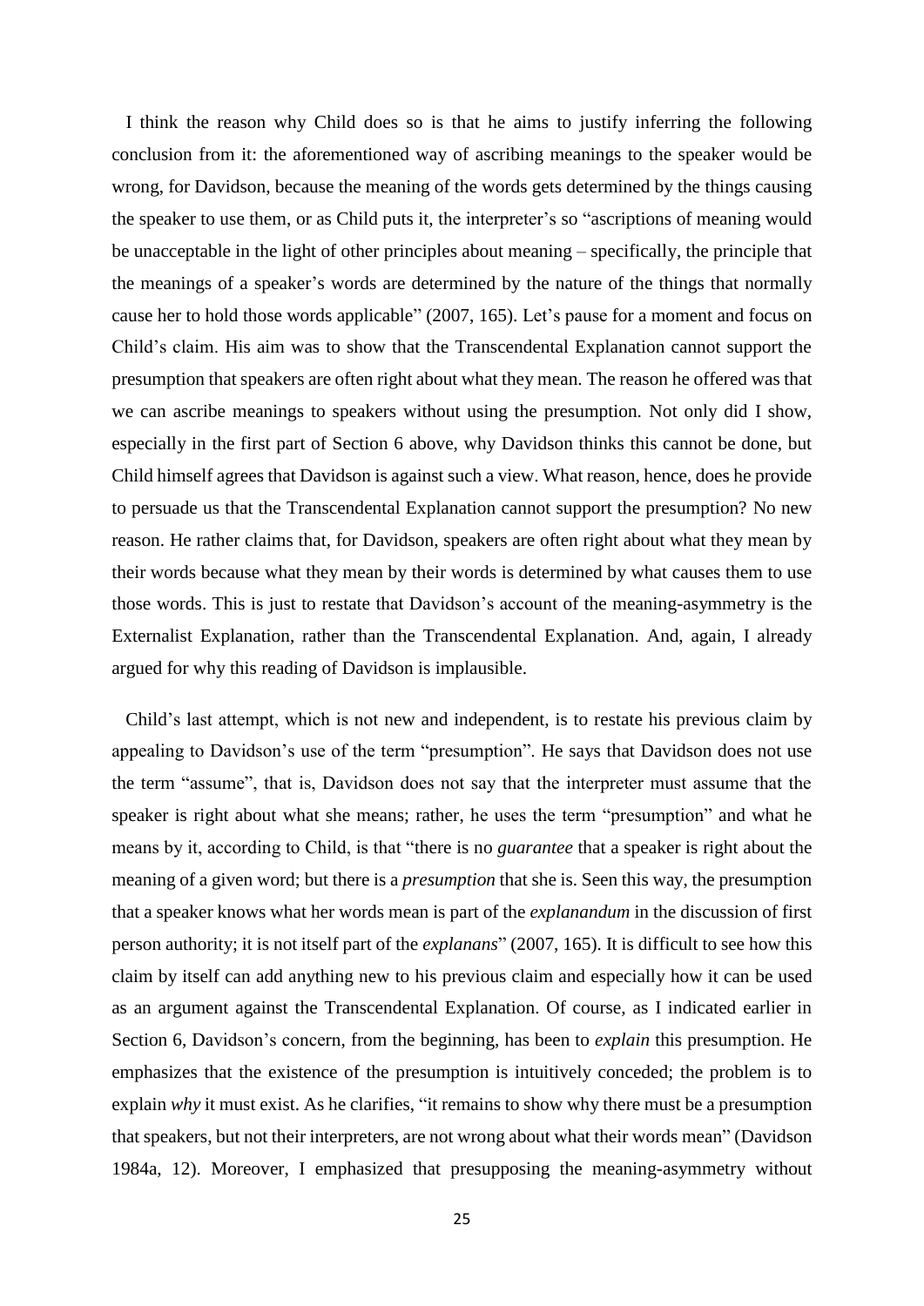I think the reason why Child does so is that he aims to justify inferring the following conclusion from it: the aforementioned way of ascribing meanings to the speaker would be wrong, for Davidson, because the meaning of the words gets determined by the things causing the speaker to use them, or as Child puts it, the interpreter's so "ascriptions of meaning would be unacceptable in the light of other principles about meaning – specifically, the principle that the meanings of a speaker's words are determined by the nature of the things that normally cause her to hold those words applicable" (2007, 165). Let's pause for a moment and focus on Child's claim. His aim was to show that the Transcendental Explanation cannot support the presumption that speakers are often right about what they mean. The reason he offered was that we can ascribe meanings to speakers without using the presumption. Not only did I show, especially in the first part of Section 6 above, why Davidson thinks this cannot be done, but Child himself agrees that Davidson is against such a view. What reason, hence, does he provide to persuade us that the Transcendental Explanation cannot support the presumption? No new reason. He rather claims that, for Davidson, speakers are often right about what they mean by their words because what they mean by their words is determined by what causes them to use those words. This is just to restate that Davidson's account of the meaning-asymmetry is the Externalist Explanation, rather than the Transcendental Explanation. And, again, I already argued for why this reading of Davidson is implausible.

Child's last attempt, which is not new and independent, is to restate his previous claim by appealing to Davidson's use of the term "presumption". He says that Davidson does not use the term "assume", that is, Davidson does not say that the interpreter must assume that the speaker is right about what she means; rather, he uses the term "presumption" and what he means by it, according to Child, is that "there is no *guarantee* that a speaker is right about the meaning of a given word; but there is a *presumption* that she is. Seen this way, the presumption that a speaker knows what her words mean is part of the *explanandum* in the discussion of first person authority; it is not itself part of the *explanans*" (2007, 165). It is difficult to see how this claim by itself can add anything new to his previous claim and especially how it can be used as an argument against the Transcendental Explanation. Of course, as I indicated earlier in Section 6, Davidson's concern, from the beginning, has been to *explain* this presumption. He emphasizes that the existence of the presumption is intuitively conceded; the problem is to explain *why* it must exist. As he clarifies, "it remains to show why there must be a presumption that speakers, but not their interpreters, are not wrong about what their words mean" (Davidson 1984a, 12). Moreover, I emphasized that presupposing the meaning-asymmetry without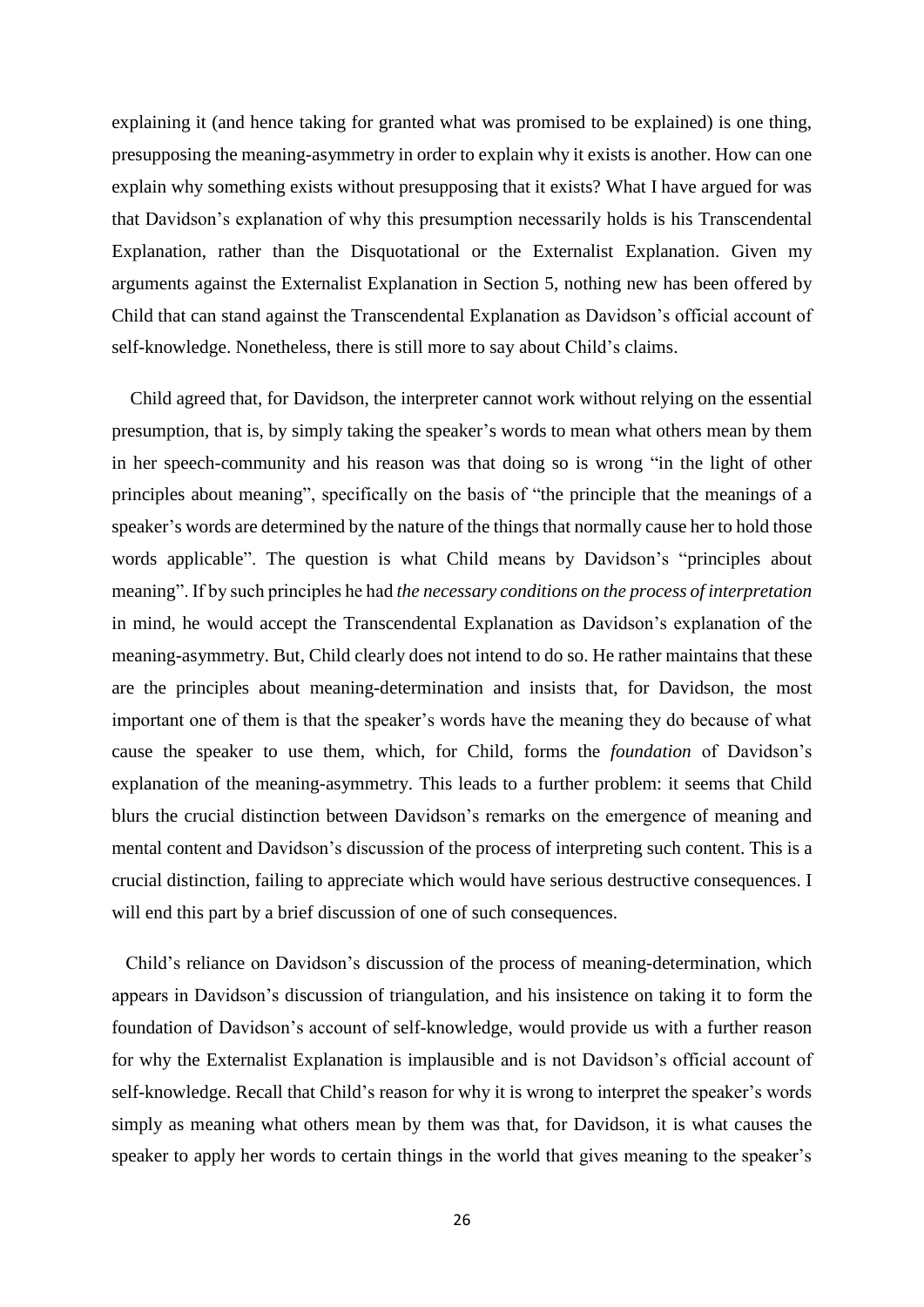explaining it (and hence taking for granted what was promised to be explained) is one thing, presupposing the meaning-asymmetry in order to explain why it exists is another. How can one explain why something exists without presupposing that it exists? What I have argued for was that Davidson's explanation of why this presumption necessarily holds is his Transcendental Explanation, rather than the Disquotational or the Externalist Explanation. Given my arguments against the Externalist Explanation in Section 5, nothing new has been offered by Child that can stand against the Transcendental Explanation as Davidson's official account of self-knowledge. Nonetheless, there is still more to say about Child's claims.

Child agreed that, for Davidson, the interpreter cannot work without relying on the essential presumption, that is, by simply taking the speaker's words to mean what others mean by them in her speech-community and his reason was that doing so is wrong "in the light of other principles about meaning", specifically on the basis of "the principle that the meanings of a speaker's words are determined by the nature of the things that normally cause her to hold those words applicable". The question is what Child means by Davidson's "principles about meaning". If by such principles he had *the necessary conditions on the process of interpretation* in mind, he would accept the Transcendental Explanation as Davidson's explanation of the meaning-asymmetry. But, Child clearly does not intend to do so. He rather maintains that these are the principles about meaning-determination and insists that, for Davidson, the most important one of them is that the speaker's words have the meaning they do because of what cause the speaker to use them, which, for Child, forms the *foundation* of Davidson's explanation of the meaning-asymmetry. This leads to a further problem: it seems that Child blurs the crucial distinction between Davidson's remarks on the emergence of meaning and mental content and Davidson's discussion of the process of interpreting such content. This is a crucial distinction, failing to appreciate which would have serious destructive consequences. I will end this part by a brief discussion of one of such consequences.

Child's reliance on Davidson's discussion of the process of meaning-determination, which appears in Davidson's discussion of triangulation, and his insistence on taking it to form the foundation of Davidson's account of self-knowledge, would provide us with a further reason for why the Externalist Explanation is implausible and is not Davidson's official account of self-knowledge. Recall that Child's reason for why it is wrong to interpret the speaker's words simply as meaning what others mean by them was that, for Davidson, it is what causes the speaker to apply her words to certain things in the world that gives meaning to the speaker's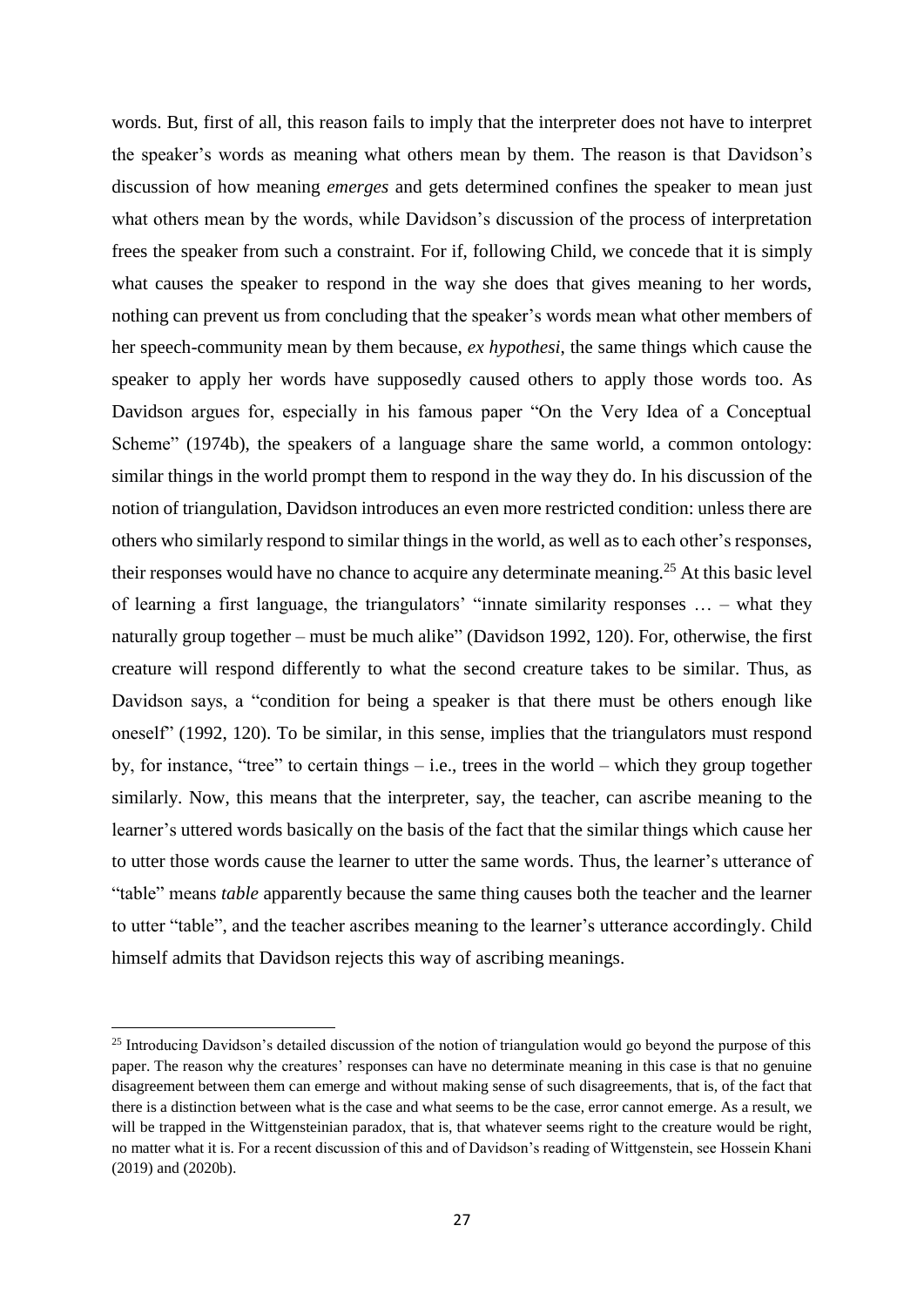words. But, first of all, this reason fails to imply that the interpreter does not have to interpret the speaker's words as meaning what others mean by them. The reason is that Davidson's discussion of how meaning *emerges* and gets determined confines the speaker to mean just what others mean by the words, while Davidson's discussion of the process of interpretation frees the speaker from such a constraint. For if, following Child, we concede that it is simply what causes the speaker to respond in the way she does that gives meaning to her words, nothing can prevent us from concluding that the speaker's words mean what other members of her speech-community mean by them because, *ex hypothesi*, the same things which cause the speaker to apply her words have supposedly caused others to apply those words too. As Davidson argues for, especially in his famous paper "On the Very Idea of a Conceptual Scheme" (1974b), the speakers of a language share the same world, a common ontology: similar things in the world prompt them to respond in the way they do. In his discussion of the notion of triangulation, Davidson introduces an even more restricted condition: unless there are others who similarly respond to similar things in the world, as well as to each other's responses, their responses would have no chance to acquire any determinate meaning.[25] At this basic level of learning a first language, the triangulators' "innate similarity responses … – what they naturally group together – must be much alike" (Davidson 1992, 120). For, otherwise, the first creature will respond differently to what the second creature takes to be similar. Thus, as Davidson says, a "condition for being a speaker is that there must be others enough like oneself" (1992, 120). To be similar, in this sense, implies that the triangulators must respond by, for instance, "tree" to certain things – i.e., trees in the world – which they group together similarly. Now, this means that the interpreter, say, the teacher, can ascribe meaning to the learner's uttered words basically on the basis of the fact that the similar things which cause her to utter those words cause the learner to utter the same words. Thus, the learner's utterance of "table" means *table* apparently because the same thing causes both the teacher and the learner to utter "table", and the teacher ascribes meaning to the learner's utterance accordingly. Child himself admits that Davidson rejects this way of ascribing meanings.

[25] Introducing Davidson's detailed discussion of the notion of triangulation would go beyond the purpose of this paper. The reason why the creatures' responses can have no determinate meaning in this case is that no genuine disagreement between them can emerge and without making sense of such disagreements, that is, of the fact that there is a distinction between what is the case and what seems to be the case, error cannot emerge. As a result, we will be trapped in the Wittgensteinian paradox, that is, that whatever seems right to the creature would be right, no matter what it is. For a recent discussion of this and of Davidson's reading of Wittgenstein, see Hossein Khani (2019) and (2020b).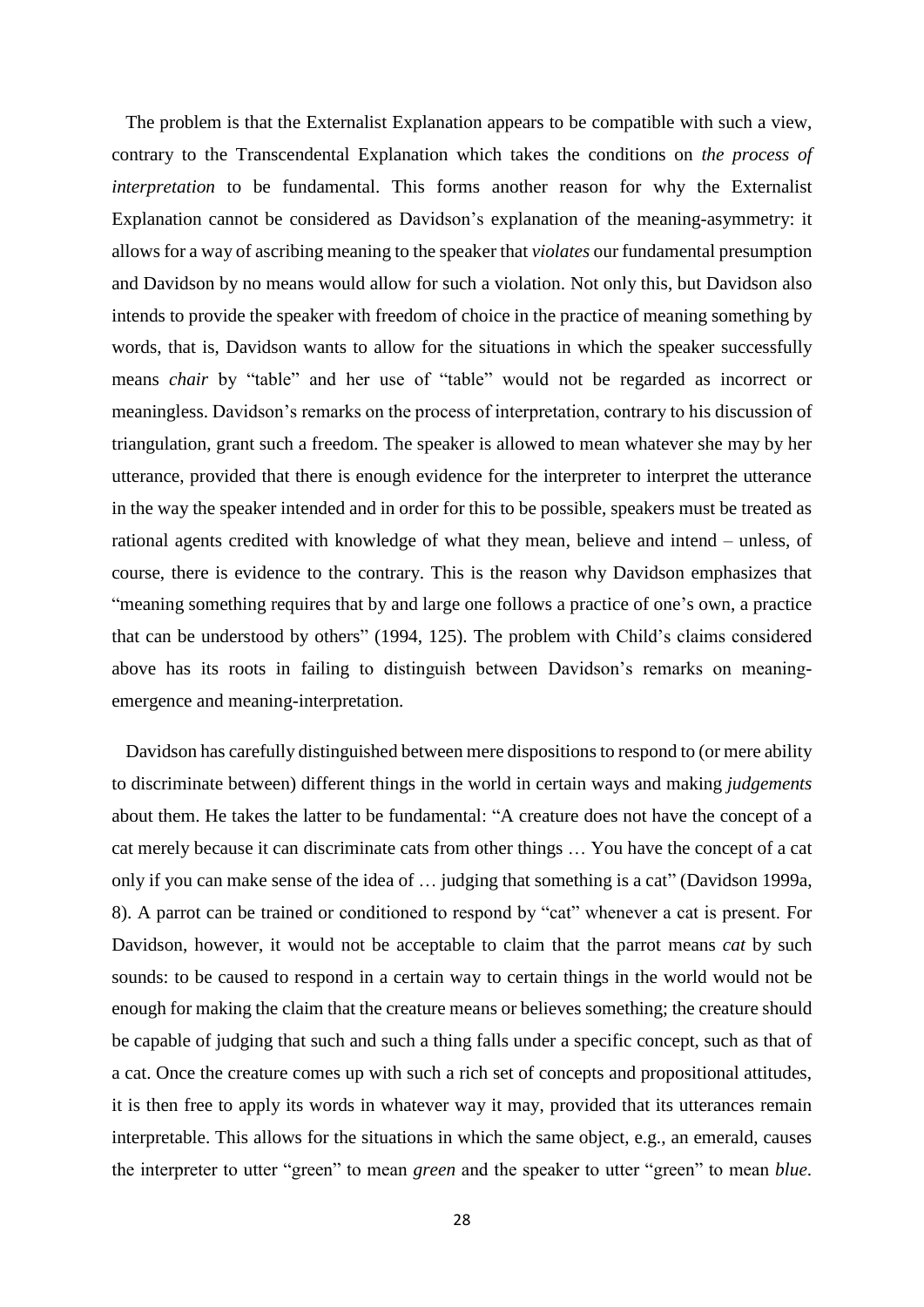The problem is that the Externalist Explanation appears to be compatible with such a view, contrary to the Transcendental Explanation which takes the conditions on *the process of interpretation* to be fundamental. This forms another reason for why the Externalist Explanation cannot be considered as Davidson's explanation of the meaning-asymmetry: it allows for a way of ascribing meaning to the speaker that *violates* our fundamental presumption and Davidson by no means would allow for such a violation. Not only this, but Davidson also intends to provide the speaker with freedom of choice in the practice of meaning something by words, that is, Davidson wants to allow for the situations in which the speaker successfully means *chair* by "table" and her use of "table" would not be regarded as incorrect or meaningless. Davidson's remarks on the process of interpretation, contrary to his discussion of triangulation, grant such a freedom. The speaker is allowed to mean whatever she may by her utterance, provided that there is enough evidence for the interpreter to interpret the utterance in the way the speaker intended and in order for this to be possible, speakers must be treated as rational agents credited with knowledge of what they mean, believe and intend – unless, of course, there is evidence to the contrary. This is the reason why Davidson emphasizes that "meaning something requires that by and large one follows a practice of one's own, a practice that can be understood by others" (1994, 125). The problem with Child's claims considered above has its roots in failing to distinguish between Davidson's remarks on meaning-emergence and meaning-interpretation.

Davidson has carefully distinguished between mere dispositions to respond to (or mere ability to discriminate between) different things in the world in certain ways and making *judgements* about them. He takes the latter to be fundamental: "A creature does not have the concept of a cat merely because it can discriminate cats from other things … You have the concept of a cat only if you can make sense of the idea of … judging that something is a cat" (Davidson 1999a, 8). A parrot can be trained or conditioned to respond by "cat" whenever a cat is present. For Davidson, however, it would not be acceptable to claim that the parrot means *cat* by such sounds: to be caused to respond in a certain way to certain things in the world would not be enough for making the claim that the creature means or believes something; the creature should be capable of judging that such and such a thing falls under a specific concept, such as that of a cat. Once the creature comes up with such a rich set of concepts and propositional attitudes, it is then free to apply its words in whatever way it may, provided that its utterances remain interpretable. This allows for the situations in which the same object, e.g., an emerald, causes the interpreter to utter "green" to mean *green* and the speaker to utter "green" to mean *blue*.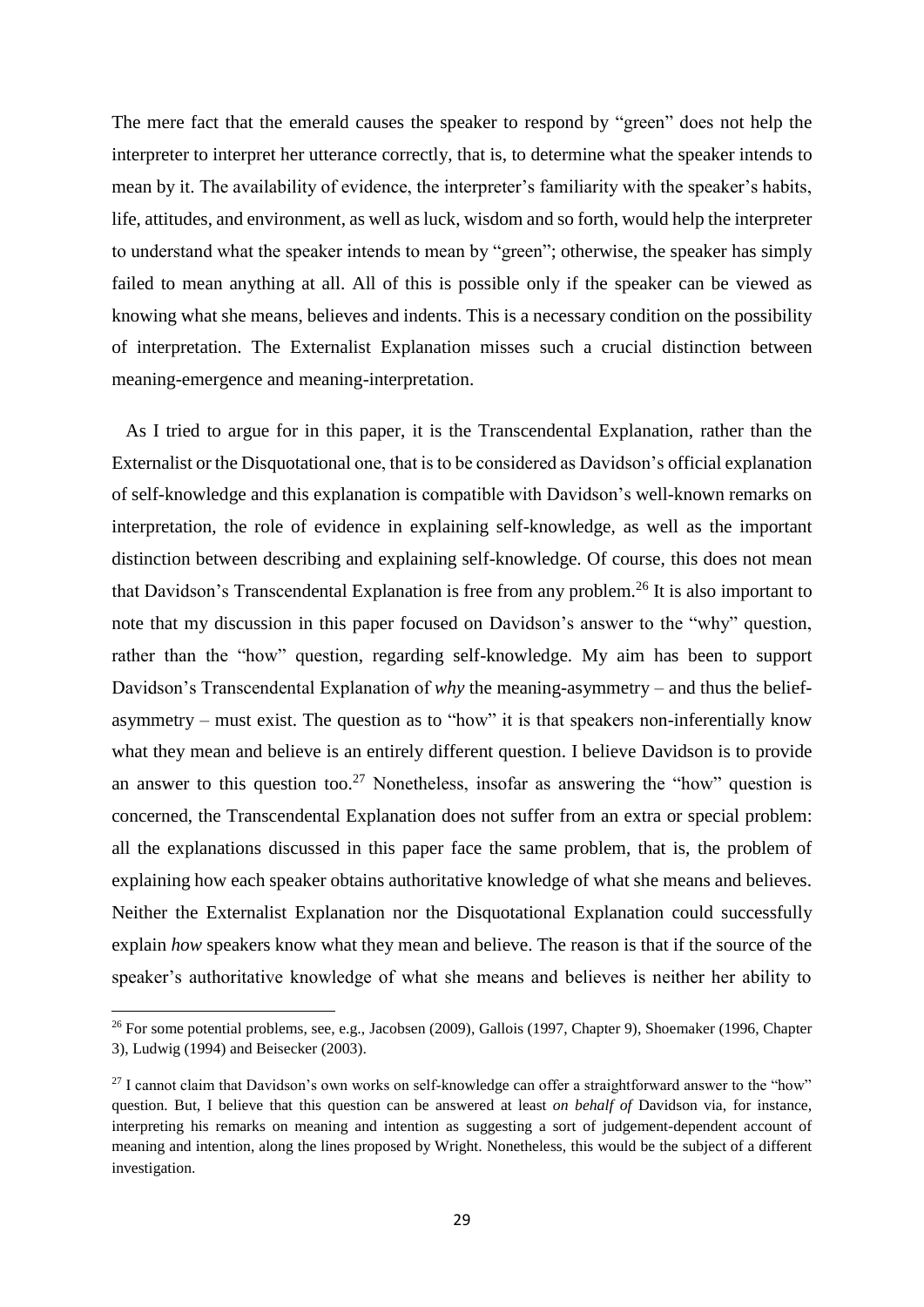The mere fact that the emerald causes the speaker to respond by "green" does not help the interpreter to interpret her utterance correctly, that is, to determine what the speaker intends to mean by it. The availability of evidence, the interpreter's familiarity with the speaker's habits, life, attitudes, and environment, as well as luck, wisdom and so forth, would help the interpreter to understand what the speaker intends to mean by "green"; otherwise, the speaker has simply failed to mean anything at all. All of this is possible only if the speaker can be viewed as knowing what she means, believes and indents. This is a necessary condition on the possibility of interpretation. The Externalist Explanation misses such a crucial distinction between meaning-emergence and meaning-interpretation.

As I tried to argue for in this paper, it is the Transcendental Explanation, rather than the Externalist or the Disquotational one, that is to be considered as Davidson's official explanation of self-knowledge and this explanation is compatible with Davidson's well-known remarks on interpretation, the role of evidence in explaining self-knowledge, as well as the important distinction between describing and explaining self-knowledge. Of course, this does not mean that Davidson's Transcendental Explanation is free from any problem.[26] It is also important to note that my discussion in this paper focused on Davidson's answer to the "why" question, rather than the "how" question, regarding self-knowledge. My aim has been to support Davidson's Transcendental Explanation of *why* the meaning-asymmetry – and thus the belief-asymmetry – must exist. The question as to "how" it is that speakers non-inferentially know what they mean and believe is an entirely different question. I believe Davidson is to provide an answer to this question too.[27] Nonetheless, insofar as answering the "how" question is concerned, the Transcendental Explanation does not suffer from an extra or special problem: all the explanations discussed in this paper face the same problem, that is, the problem of explaining how each speaker obtains authoritative knowledge of what she means and believes. Neither the Externalist Explanation nor the Disquotational Explanation could successfully explain *how* speakers know what they mean and believe. The reason is that if the source of the speaker's authoritative knowledge of what she means and believes is neither her ability to

---

[26] For some potential problems, see, e.g., Jacobsen (2009), Gallois (1997, Chapter 9), Shoemaker (1996, Chapter 3), Ludwig (1994) and Beisecker (2003).

[27] I cannot claim that Davidson's own works on self-knowledge can offer a straightforward answer to the "how" question. But, I believe that this question can be answered at least *on behalf of* Davidson via, for instance, interpreting his remarks on meaning and intention as suggesting a sort of judgement-dependent account of meaning and intention, along the lines proposed by Wright. Nonetheless, this would be the subject of a different investigation.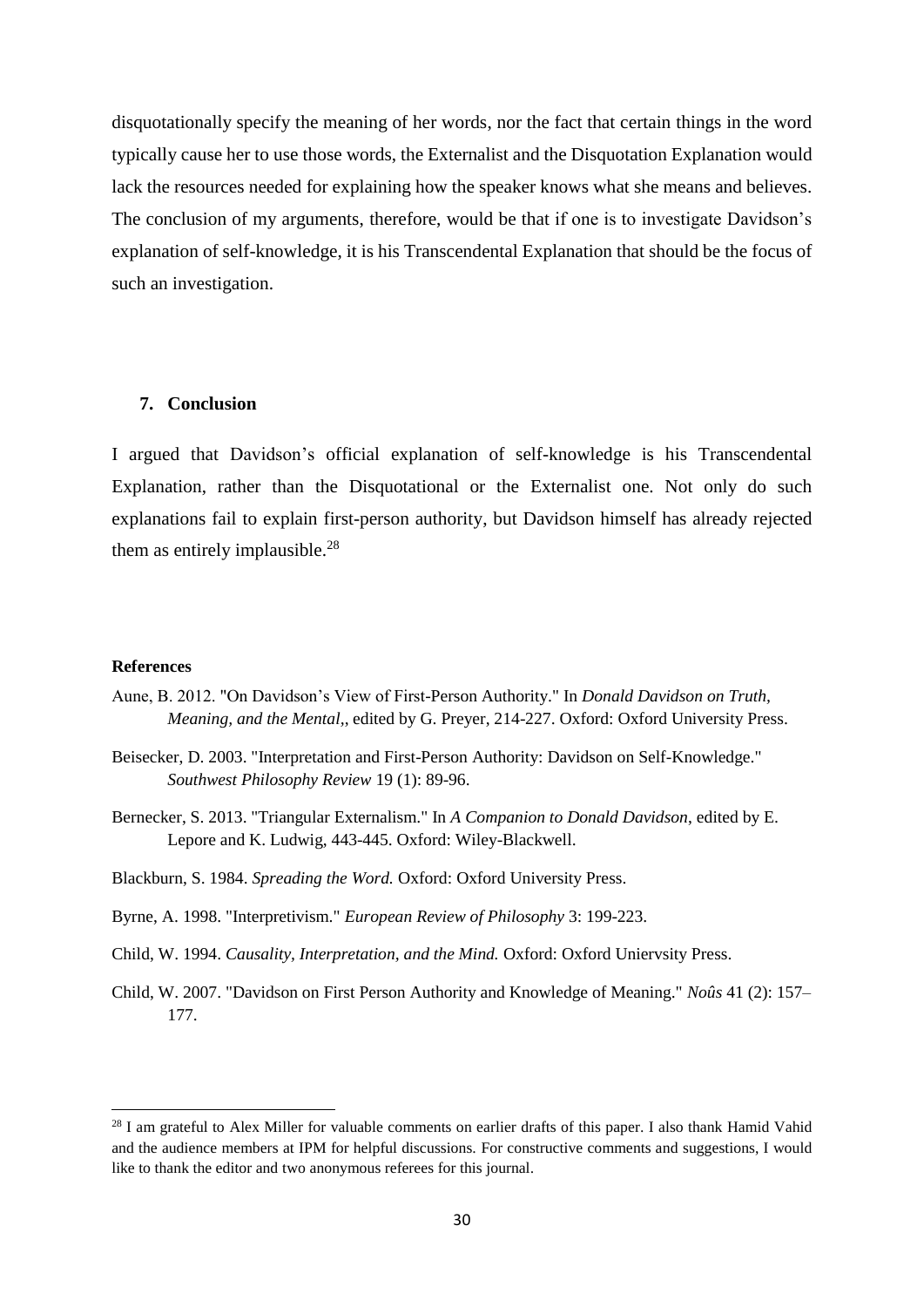disquotationally specify the meaning of her words, nor the fact that certain things in the word typically cause her to use those words, the Externalist and the Disquotation Explanation would lack the resources needed for explaining how the speaker knows what she means and believes. The conclusion of my arguments, therefore, would be that if one is to investigate Davidson's explanation of self-knowledge, it is his Transcendental Explanation that should be the focus of such an investigation.

## 7. Conclusion

I argued that Davidson's official explanation of self-knowledge is his Transcendental Explanation, rather than the Disquotational or the Externalist one. Not only do such explanations fail to explain first-person authority, but Davidson himself has already rejected them as entirely implausible.[28]

### References

Aune, B. 2012. "On Davidson's View of First-Person Authority." In *Donald Davidson on Truth, Meaning, and the Mental*,, edited by G. Preyer, 214-227. Oxford: Oxford University Press.

Beisecker, D. 2003. "Interpretation and First-Person Authority: Davidson on Self-Knowledge." *Southwest Philosophy Review* 19 (1): 89-96.

Bernecker, S. 2013. "Triangular Externalism." In *A Companion to Donald Davidson*, edited by E. Lepore and K. Ludwig, 443-445. Oxford: Wiley-Blackwell.

Blackburn, S. 1984. *Spreading the Word.* Oxford: Oxford University Press.

Byrne, A. 1998. "Interpretivism." *European Review of Philosophy* 3: 199-223.

Child, W. 1994. *Causality, Interpretation, and the Mind.* Oxford: Oxford Uniervsity Press.

Child, W. 2007. "Davidson on First Person Authority and Knowledge of Meaning." *Noûs* 41 (2): 157–177.

[28] I am grateful to Alex Miller for valuable comments on earlier drafts of this paper. I also thank Hamid Vahid and the audience members at IPM for helpful discussions. For constructive comments and suggestions, I would like to thank the editor and two anonymous referees for this journal.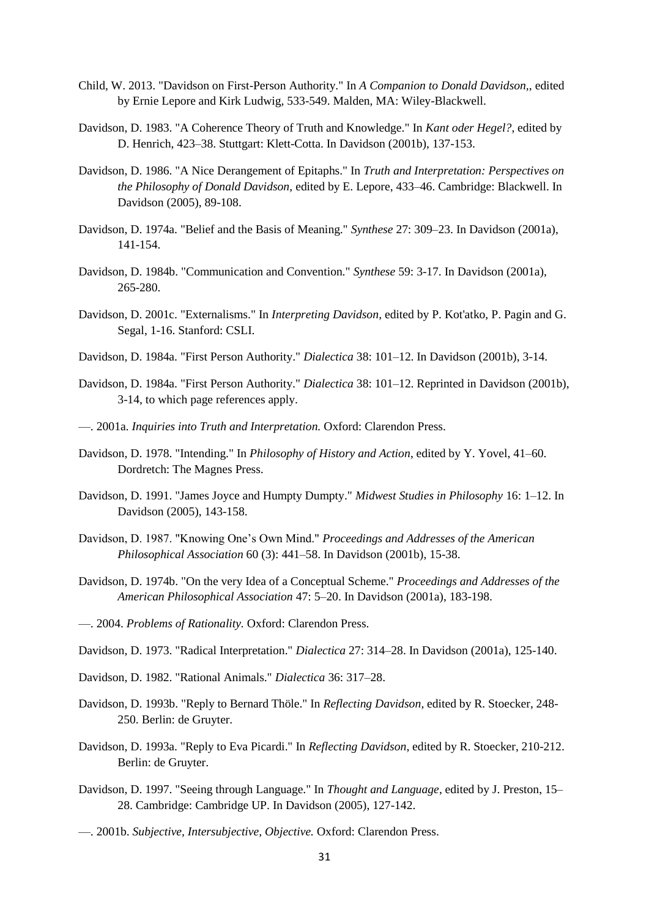Child, W. 2013. "Davidson on First-Person Authority." In *A Companion to Donald Davidson*,, edited by Ernie Lepore and Kirk Ludwig, 533-549. Malden, MA: Wiley-Blackwell.

Davidson, D. 1983. "A Coherence Theory of Truth and Knowledge." In *Kant oder Hegel?*, edited by D. Henrich, 423–38. Stuttgart: Klett-Cotta. In Davidson (2001b), 137-153.

Davidson, D. 1986. "A Nice Derangement of Epitaphs." In *Truth and Interpretation: Perspectives on the Philosophy of Donald Davidson*, edited by E. Lepore, 433–46. Cambridge: Blackwell. In Davidson (2005), 89-108.

Davidson, D. 1974a. "Belief and the Basis of Meaning." *Synthese* 27: 309–23. In Davidson (2001a), 141-154.

Davidson, D. 1984b. "Communication and Convention." *Synthese* 59: 3-17. In Davidson (2001a), 265-280.

Davidson, D. 2001c. "Externalisms." In *Interpreting Davidson*, edited by P. Kot'atko, P. Pagin and G. Segal, 1-16. Stanford: CSLI.

Davidson, D. 1984a. "First Person Authority." *Dialectica* 38: 101–12. In Davidson (2001b), 3-14.

Davidson, D. 1984a. "First Person Authority." *Dialectica* 38: 101–12. Reprinted in Davidson (2001b), 3-14, to which page references apply.

—. 2001a. *Inquiries into Truth and Interpretation.* Oxford: Clarendon Press.

Davidson, D. 1978. "Intending." In *Philosophy of History and Action*, edited by Y. Yovel, 41–60. Dordretch: The Magnes Press.

Davidson, D. 1991. "James Joyce and Humpty Dumpty." *Midwest Studies in Philosophy* 16: 1–12. In Davidson (2005), 143-158.

Davidson, D. 1987. "Knowing One's Own Mind." *Proceedings and Addresses of the American Philosophical Association* 60 (3): 441–58. In Davidson (2001b), 15-38.

Davidson, D. 1974b. "On the very Idea of a Conceptual Scheme." *Proceedings and Addresses of the American Philosophical Association* 47: 5–20. In Davidson (2001a), 183-198.

—. 2004. *Problems of Rationality.* Oxford: Clarendon Press.

Davidson, D. 1973. "Radical Interpretation." *Dialectica* 27: 314–28. In Davidson (2001a), 125-140.

Davidson, D. 1982. "Rational Animals." *Dialectica* 36: 317–28.

Davidson, D. 1993b. "Reply to Bernard Thöle." In *Reflecting Davidson*, edited by R. Stoecker, 248-250. Berlin: de Gruyter.

Davidson, D. 1993a. "Reply to Eva Picardi." In *Reflecting Davidson*, edited by R. Stoecker, 210-212. Berlin: de Gruyter.

Davidson, D. 1997. "Seeing through Language." In *Thought and Language*, edited by J. Preston, 15–28. Cambridge: Cambridge UP. In Davidson (2005), 127-142.

—. 2001b. *Subjective, Intersubjective, Objective.* Oxford: Clarendon Press.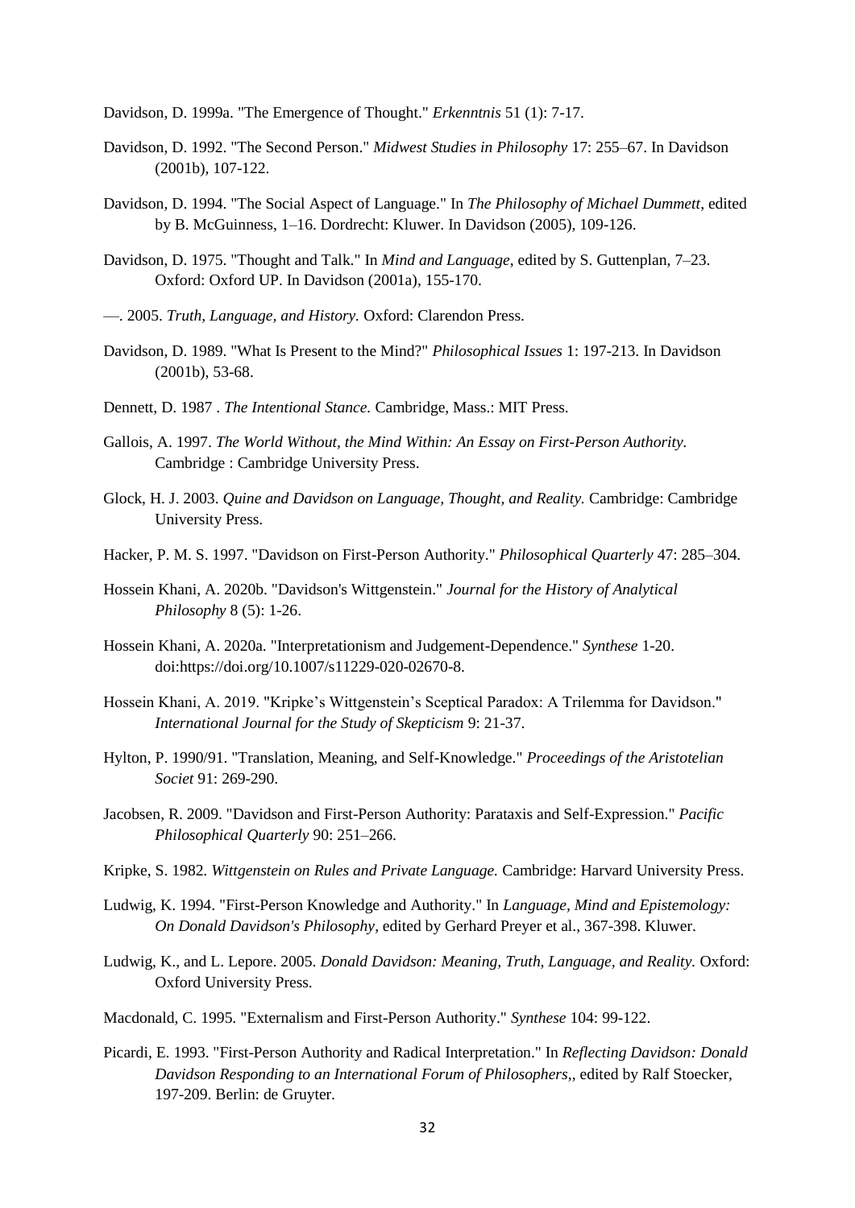Davidson, D. 1999a. "The Emergence of Thought." *Erkenntnis* 51 (1): 7-17.

Davidson, D. 1992. "The Second Person." *Midwest Studies in Philosophy* 17: 255–67. In Davidson (2001b), 107-122.

Davidson, D. 1994. "The Social Aspect of Language." In *The Philosophy of Michael Dummett*, edited by B. McGuinness, 1–16. Dordrecht: Kluwer. In Davidson (2005), 109-126.

Davidson, D. 1975. "Thought and Talk." In *Mind and Language*, edited by S. Guttenplan, 7–23. Oxford: Oxford UP. In Davidson (2001a), 155-170.

—. 2005. *Truth, Language, and History.* Oxford: Clarendon Press.

Davidson, D. 1989. "What Is Present to the Mind?" *Philosophical Issues* 1: 197-213. In Davidson (2001b), 53-68.

Dennett, D. 1987 . *The Intentional Stance.* Cambridge, Mass.: MIT Press.

Gallois, A. 1997. *The World Without, the Mind Within: An Essay on First-Person Authority.* Cambridge : Cambridge University Press.

Glock, H. J. 2003. *Quine and Davidson on Language, Thought, and Reality.* Cambridge: Cambridge University Press.

Hacker, P. M. S. 1997. "Davidson on First-Person Authority." *Philosophical Quarterly* 47: 285–304.

Hossein Khani, A. 2020b. "Davidson's Wittgenstein." *Journal for the History of Analytical Philosophy* 8 (5): 1-26.

Hossein Khani, A. 2020a. "Interpretationism and Judgement-Dependence." *Synthese* 1-20. doi:https://doi.org/10.1007/s11229-020-02670-8.

Hossein Khani, A. 2019. "Kripke's Wittgenstein's Sceptical Paradox: A Trilemma for Davidson." *International Journal for the Study of Skepticism* 9: 21-37.

Hylton, P. 1990/91. "Translation, Meaning, and Self-Knowledge." *Proceedings of the Aristotelian Societ* 91: 269-290.

Jacobsen, R. 2009. "Davidson and First-Person Authority: Parataxis and Self-Expression." *Pacific Philosophical Quarterly* 90: 251–266.

Kripke, S. 1982. *Wittgenstein on Rules and Private Language.* Cambridge: Harvard University Press.

Ludwig, K. 1994. "First-Person Knowledge and Authority." In *Language, Mind and Epistemology: On Donald Davidson's Philosophy*, edited by Gerhard Preyer et al., 367-398. Kluwer.

Ludwig, K., and L. Lepore. 2005. *Donald Davidson: Meaning, Truth, Language, and Reality.* Oxford: Oxford University Press.

Macdonald, C. 1995. "Externalism and First-Person Authority." *Synthese* 104: 99-122.

Picardi, E. 1993. "First-Person Authority and Radical Interpretation." In *Reflecting Davidson: Donald Davidson Responding to an International Forum of Philosophers,*, edited by Ralf Stoecker, 197-209. Berlin: de Gruyter.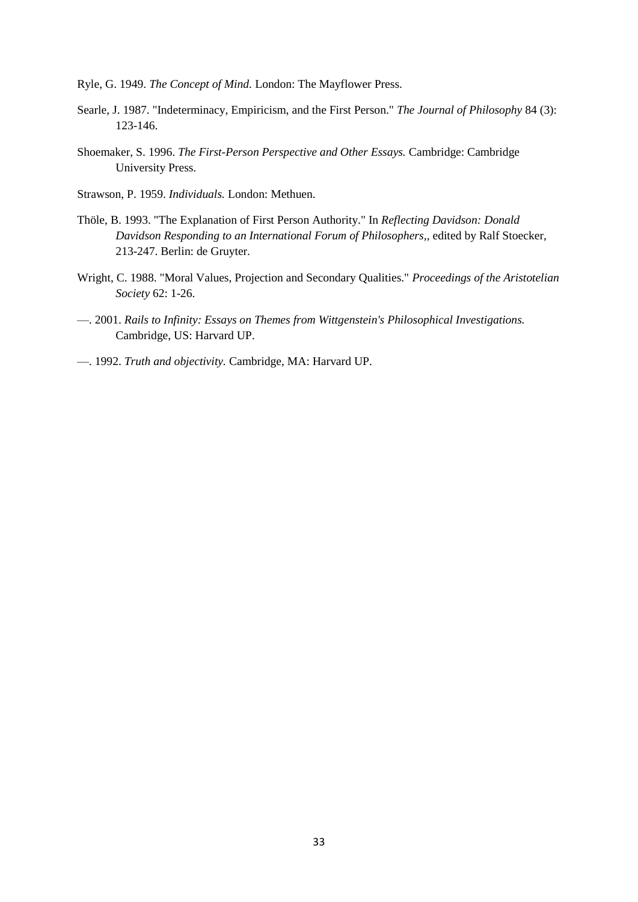Ryle, G. 1949. *The Concept of Mind.* London: The Mayflower Press.

Searle, J. 1987. "Indeterminacy, Empiricism, and the First Person." *The Journal of Philosophy* 84 (3): 123-146.

Shoemaker, S. 1996. *The First-Person Perspective and Other Essays.* Cambridge: Cambridge University Press.

Strawson, P. 1959. *Individuals.* London: Methuen.

Thöle, B. 1993. "The Explanation of First Person Authority." In *Reflecting Davidson: Donald Davidson Responding to an International Forum of Philosophers,*, edited by Ralf Stoecker, 213-247. Berlin: de Gruyter.

Wright, C. 1988. "Moral Values, Projection and Secondary Qualities." *Proceedings of the Aristotelian Society* 62: 1-26.

—. 2001. *Rails to Infinity: Essays on Themes from Wittgenstein's Philosophical Investigations.* Cambridge, US: Harvard UP.

—. 1992. *Truth and objectivity.* Cambridge, MA: Harvard UP.